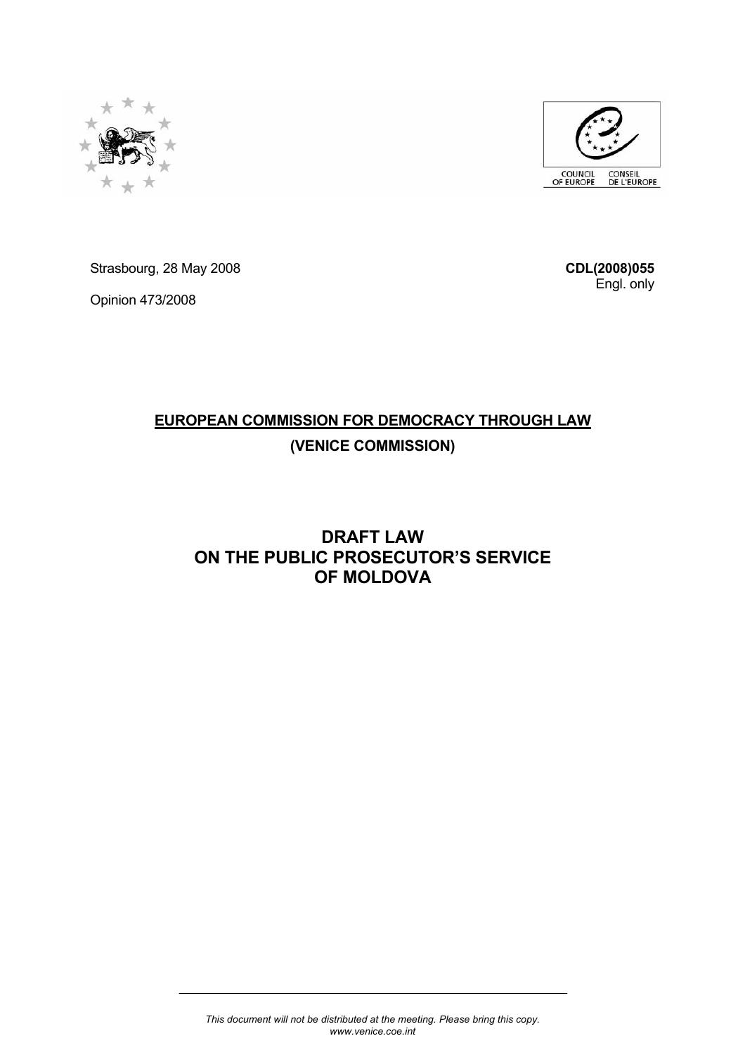Strasbourg, 28 May 2008

**CDL(2008)055**

Engl. only

Opinion 473/2008

**EUROPEAN COMMISSION FOR DEMOCRACY THROUGH LAW**

**(VENICE COMMISSION)**

# DRAFT LAW ON THE PUBLIC PROSECUTOR'S SERVICE OF MOLDOVA

*This document will not be distributed at the meeting. Please bring this copy.*
*www.venice.coe.int*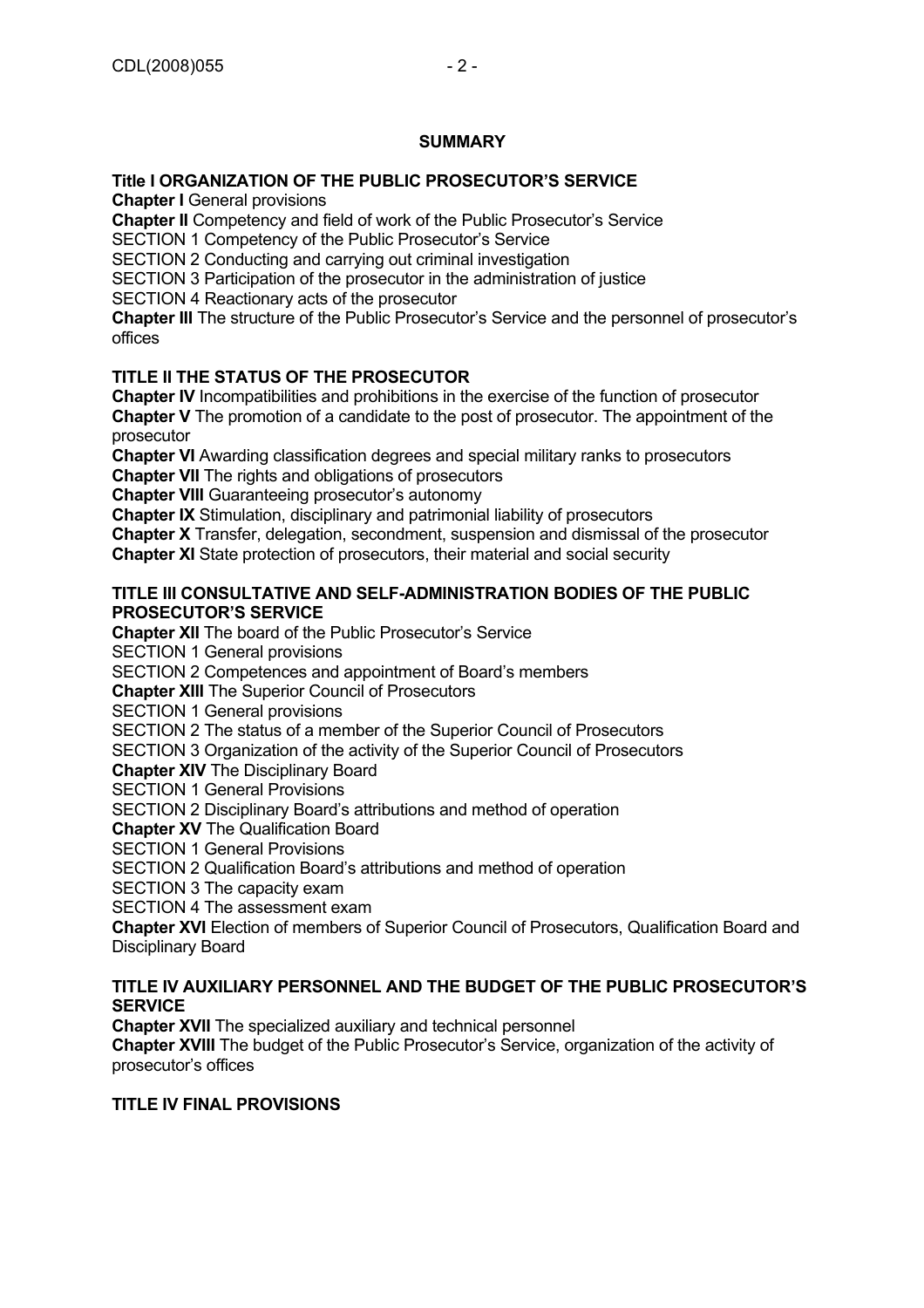## SUMMARY

**Title I ORGANIZATION OF THE PUBLIC PROSECUTOR'S SERVICE**

**Chapter I** General provisions

**Chapter II** Competency and field of work of the Public Prosecutor's Service

SECTION 1 Competency of the Public Prosecutor's Service

SECTION 2 Conducting and carrying out criminal investigation

SECTION 3 Participation of the prosecutor in the administration of justice

SECTION 4 Reactionary acts of the prosecutor

**Chapter III** The structure of the Public Prosecutor's Service and the personnel of prosecutor's offices

**TITLE II THE STATUS OF THE PROSECUTOR**

**Chapter IV** Incompatibilities and prohibitions in the exercise of the function of prosecutor

**Chapter V** The promotion of a candidate to the post of prosecutor. The appointment of the prosecutor

**Chapter VI** Awarding classification degrees and special military ranks to prosecutors

**Chapter VII** The rights and obligations of prosecutors

**Chapter VIII** Guaranteeing prosecutor's autonomy

**Chapter IX** Stimulation, disciplinary and patrimonial liability of prosecutors

**Chapter X** Transfer, delegation, secondment, suspension and dismissal of the prosecutor

**Chapter XI** State protection of prosecutors, their material and social security

**TITLE III CONSULTATIVE AND SELF-ADMINISTRATION BODIES OF THE PUBLIC PROSECUTOR'S SERVICE**

**Chapter XII** The board of the Public Prosecutor's Service

SECTION 1 General provisions

SECTION 2 Competences and appointment of Board's members

**Chapter XIII** The Superior Council of Prosecutors

SECTION 1 General provisions

SECTION 2 The status of a member of the Superior Council of Prosecutors

SECTION 3 Organization of the activity of the Superior Council of Prosecutors

**Chapter XIV** The Disciplinary Board

SECTION 1 General Provisions

SECTION 2 Disciplinary Board's attributions and method of operation

**Chapter XV** The Qualification Board

SECTION 1 General Provisions

SECTION 2 Qualification Board's attributions and method of operation

SECTION 3 The capacity exam

SECTION 4 The assessment exam

**Chapter XVI** Election of members of Superior Council of Prosecutors, Qualification Board and Disciplinary Board

**TITLE IV AUXILIARY PERSONNEL AND THE BUDGET OF THE PUBLIC PROSECUTOR'S SERVICE**

**Chapter XVII** The specialized auxiliary and technical personnel

**Chapter XVIII** The budget of the Public Prosecutor's Service, organization of the activity of prosecutor's offices

**TITLE IV FINAL PROVISIONS**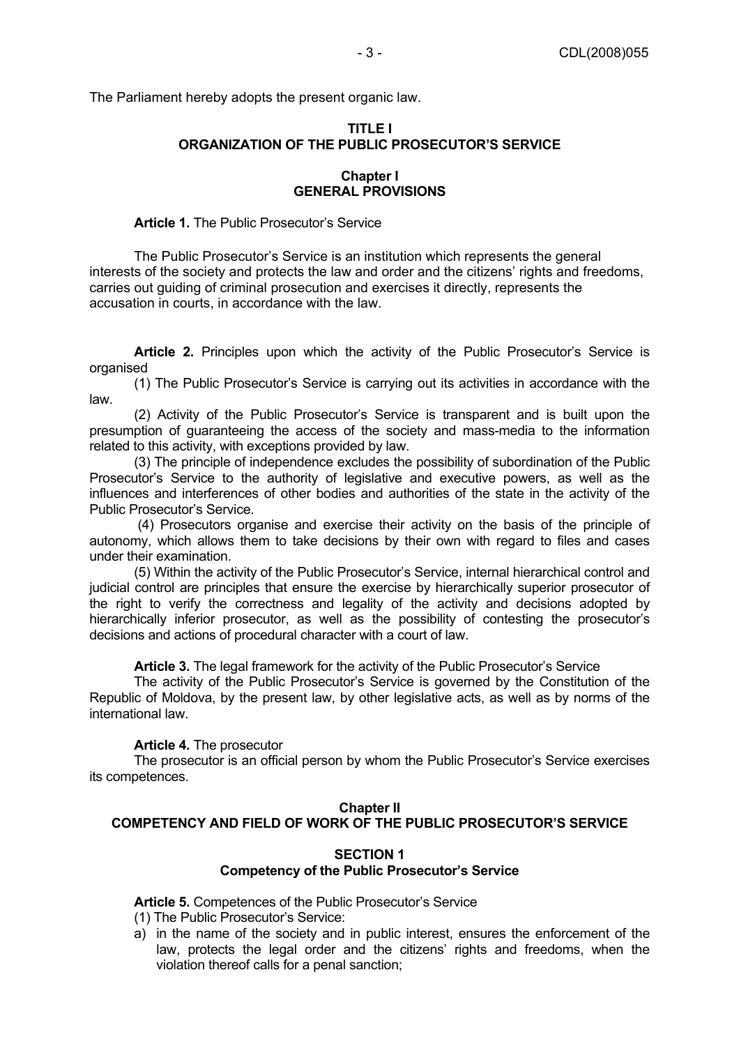The Parliament hereby adopts the present organic law.

## TITLE I
## ORGANIZATION OF THE PUBLIC PROSECUTOR'S SERVICE

### Chapter I
### GENERAL PROVISIONS

**Article 1.** The Public Prosecutor's Service

The Public Prosecutor's Service is an institution which represents the general interests of the society and protects the law and order and the citizens' rights and freedoms, carries out guiding of criminal prosecution and exercises it directly, represents the accusation in courts, in accordance with the law.

**Article 2.** Principles upon which the activity of the Public Prosecutor's Service is organised

(1) The Public Prosecutor's Service is carrying out its activities in accordance with the law.

(2) Activity of the Public Prosecutor's Service is transparent and is built upon the presumption of guaranteeing the access of the society and mass-media to the information related to this activity, with exceptions provided by law.

(3) The principle of independence excludes the possibility of subordination of the Public Prosecutor's Service to the authority of legislative and executive powers, as well as the influences and interferences of other bodies and authorities of the state in the activity of the Public Prosecutor's Service.

(4) Prosecutors organise and exercise their activity on the basis of the principle of autonomy, which allows them to take decisions by their own with regard to files and cases under their examination.

(5) Within the activity of the Public Prosecutor's Service, internal hierarchical control and judicial control are principles that ensure the exercise by hierarchically superior prosecutor of the right to verify the correctness and legality of the activity and decisions adopted by hierarchically inferior prosecutor, as well as the possibility of contesting the prosecutor's decisions and actions of procedural character with a court of law.

**Article 3.** The legal framework for the activity of the Public Prosecutor's Service

The activity of the Public Prosecutor's Service is governed by the Constitution of the Republic of Moldova, by the present law, by other legislative acts, as well as by norms of the international law.

**Article 4.** The prosecutor

The prosecutor is an official person by whom the Public Prosecutor's Service exercises its competences.

### Chapter II
### COMPETENCY AND FIELD OF WORK OF THE PUBLIC PROSECUTOR'S SERVICE

#### SECTION 1
#### Competency of the Public Prosecutor's Service

**Article 5.** Competences of the Public Prosecutor's Service

(1) The Public Prosecutor's Service:

a) in the name of the society and in public interest, ensures the enforcement of the law, protects the legal order and the citizens' rights and freedoms, when the violation thereof calls for a penal sanction;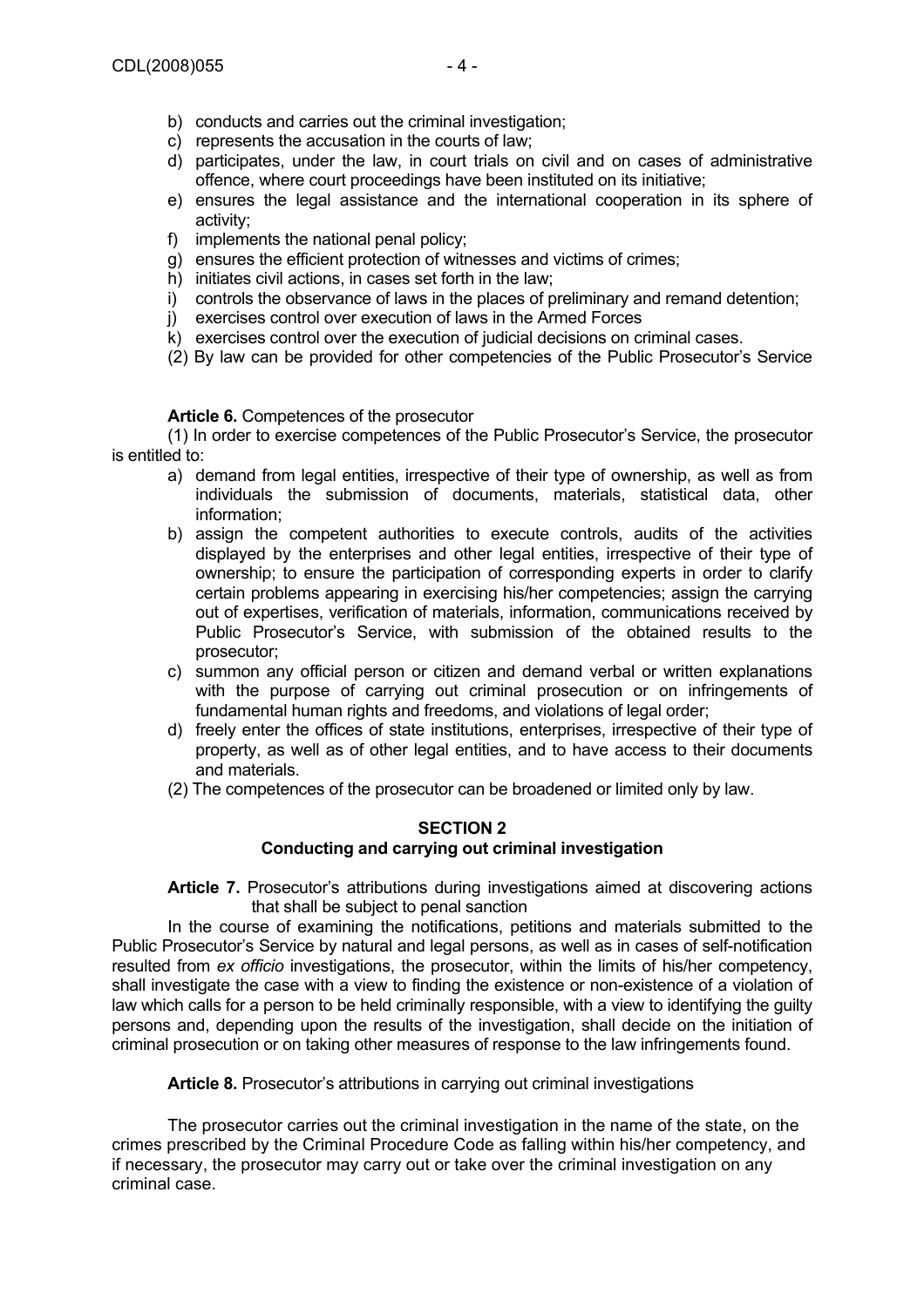b) conducts and carries out the criminal investigation;
c) represents the accusation in the courts of law;
d) participates, under the law, in court trials on civil and on cases of administrative offence, where court proceedings have been instituted on its initiative;
e) ensures the legal assistance and the international cooperation in its sphere of activity;
f) implements the national penal policy;
g) ensures the efficient protection of witnesses and victims of crimes;
h) initiates civil actions, in cases set forth in the law;
i) controls the observance of laws in the places of preliminary and remand detention;
j) exercises control over execution of laws in the Armed Forces
k) exercises control over the execution of judicial decisions on criminal cases.

(2) By law can be provided for other competencies of the Public Prosecutor's Service

**Article 6.** Competences of the prosecutor

(1) In order to exercise competences of the Public Prosecutor's Service, the prosecutor is entitled to:

a) demand from legal entities, irrespective of their type of ownership, as well as from individuals the submission of documents, materials, statistical data, other information;
b) assign the competent authorities to execute controls, audits of the activities displayed by the enterprises and other legal entities, irrespective of their type of ownership; to ensure the participation of corresponding experts in order to clarify certain problems appearing in exercising his/her competencies; assign the carrying out of expertises, verification of materials, information, communications received by Public Prosecutor's Service, with submission of the obtained results to the prosecutor;
c) summon any official person or citizen and demand verbal or written explanations with the purpose of carrying out criminal prosecution or on infringements of fundamental human rights and freedoms, and violations of legal order;
d) freely enter the offices of state institutions, enterprises, irrespective of their type of property, as well as of other legal entities, and to have access to their documents and materials.

(2) The competences of the prosecutor can be broadened or limited only by law.

## SECTION 2
## Conducting and carrying out criminal investigation

**Article 7.** Prosecutor's attributions during investigations aimed at discovering actions that shall be subject to penal sanction

In the course of examining the notifications, petitions and materials submitted to the Public Prosecutor's Service by natural and legal persons, as well as in cases of self-notification resulted from *ex officio* investigations, the prosecutor, within the limits of his/her competency, shall investigate the case with a view to finding the existence or non-existence of a violation of law which calls for a person to be held criminally responsible, with a view to identifying the guilty persons and, depending upon the results of the investigation, shall decide on the initiation of criminal prosecution or on taking other measures of response to the law infringements found.

**Article 8.** Prosecutor's attributions in carrying out criminal investigations

The prosecutor carries out the criminal investigation in the name of the state, on the crimes prescribed by the Criminal Procedure Code as falling within his/her competency, and if necessary, the prosecutor may carry out or take over the criminal investigation on any criminal case.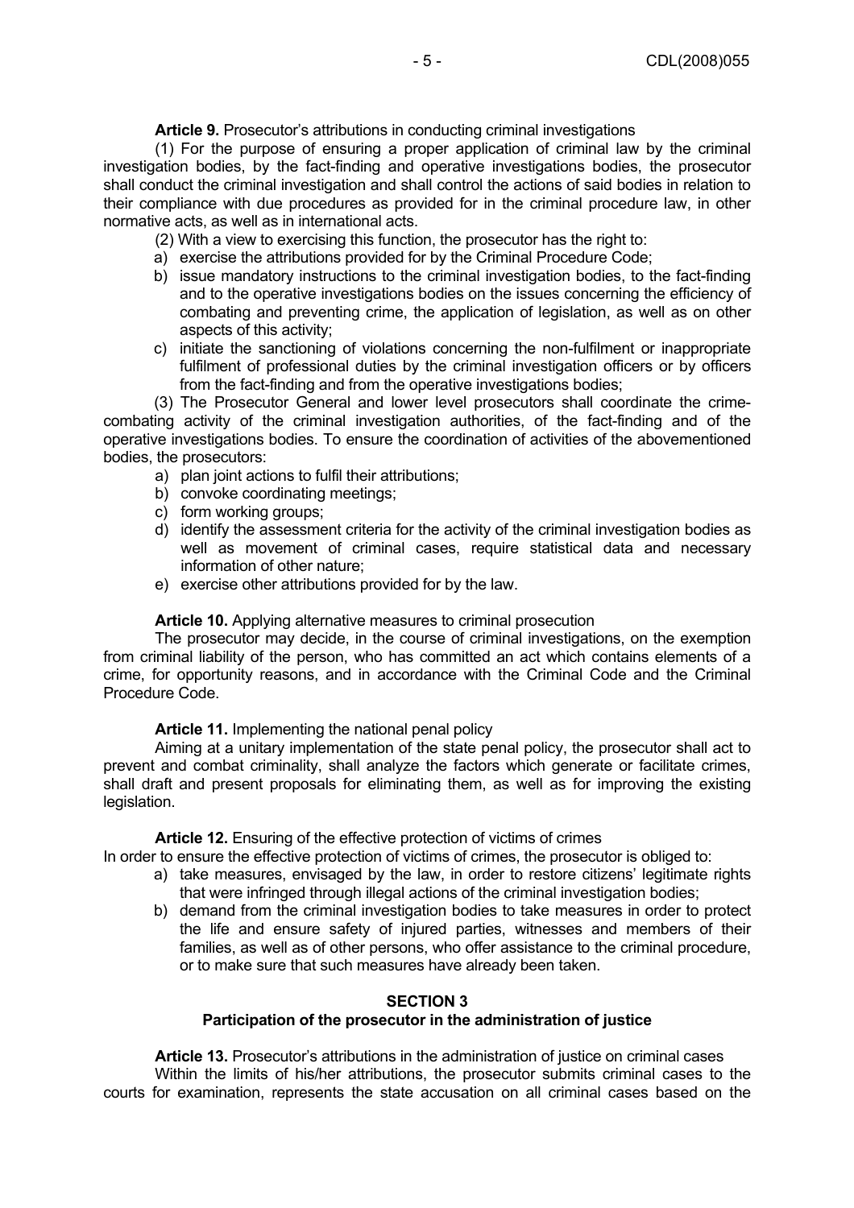**Article 9.** Prosecutor's attributions in conducting criminal investigations

(1) For the purpose of ensuring a proper application of criminal law by the criminal investigation bodies, by the fact-finding and operative investigations bodies, the prosecutor shall conduct the criminal investigation and shall control the actions of said bodies in relation to their compliance with due procedures as provided for in the criminal procedure law, in other normative acts, as well as in international acts.

(2) With a view to exercising this function, the prosecutor has the right to:

a) exercise the attributions provided for by the Criminal Procedure Code;
b) issue mandatory instructions to the criminal investigation bodies, to the fact-finding and to the operative investigations bodies on the issues concerning the efficiency of combating and preventing crime, the application of legislation, as well as on other aspects of this activity;
c) initiate the sanctioning of violations concerning the non-fulfilment or inappropriate fulfilment of professional duties by the criminal investigation officers or by officers from the fact-finding and from the operative investigations bodies;

(3) The Prosecutor General and lower level prosecutors shall coordinate the crime-combating activity of the criminal investigation authorities, of the fact-finding and of the operative investigations bodies. To ensure the coordination of activities of the abovementioned bodies, the prosecutors:

a) plan joint actions to fulfil their attributions;
b) convoke coordinating meetings;
c) form working groups;
d) identify the assessment criteria for the activity of the criminal investigation bodies as well as movement of criminal cases, require statistical data and necessary information of other nature;
e) exercise other attributions provided for by the law.

**Article 10.** Applying alternative measures to criminal prosecution

The prosecutor may decide, in the course of criminal investigations, on the exemption from criminal liability of the person, who has committed an act which contains elements of a crime, for opportunity reasons, and in accordance with the Criminal Code and the Criminal Procedure Code.

**Article 11.** Implementing the national penal policy

Aiming at a unitary implementation of the state penal policy, the prosecutor shall act to prevent and combat criminality, shall analyze the factors which generate or facilitate crimes, shall draft and present proposals for eliminating them, as well as for improving the existing legislation.

**Article 12.** Ensuring of the effective protection of victims of crimes

In order to ensure the effective protection of victims of crimes, the prosecutor is obliged to:

a) take measures, envisaged by the law, in order to restore citizens' legitimate rights that were infringed through illegal actions of the criminal investigation bodies;
b) demand from the criminal investigation bodies to take measures in order to protect the life and ensure safety of injured parties, witnesses and members of their families, as well as of other persons, who offer assistance to the criminal procedure, or to make sure that such measures have already been taken.

## SECTION 3
## Participation of the prosecutor in the administration of justice

**Article 13.** Prosecutor's attributions in the administration of justice on criminal cases

Within the limits of his/her attributions, the prosecutor submits criminal cases to the courts for examination, represents the state accusation on all criminal cases based on the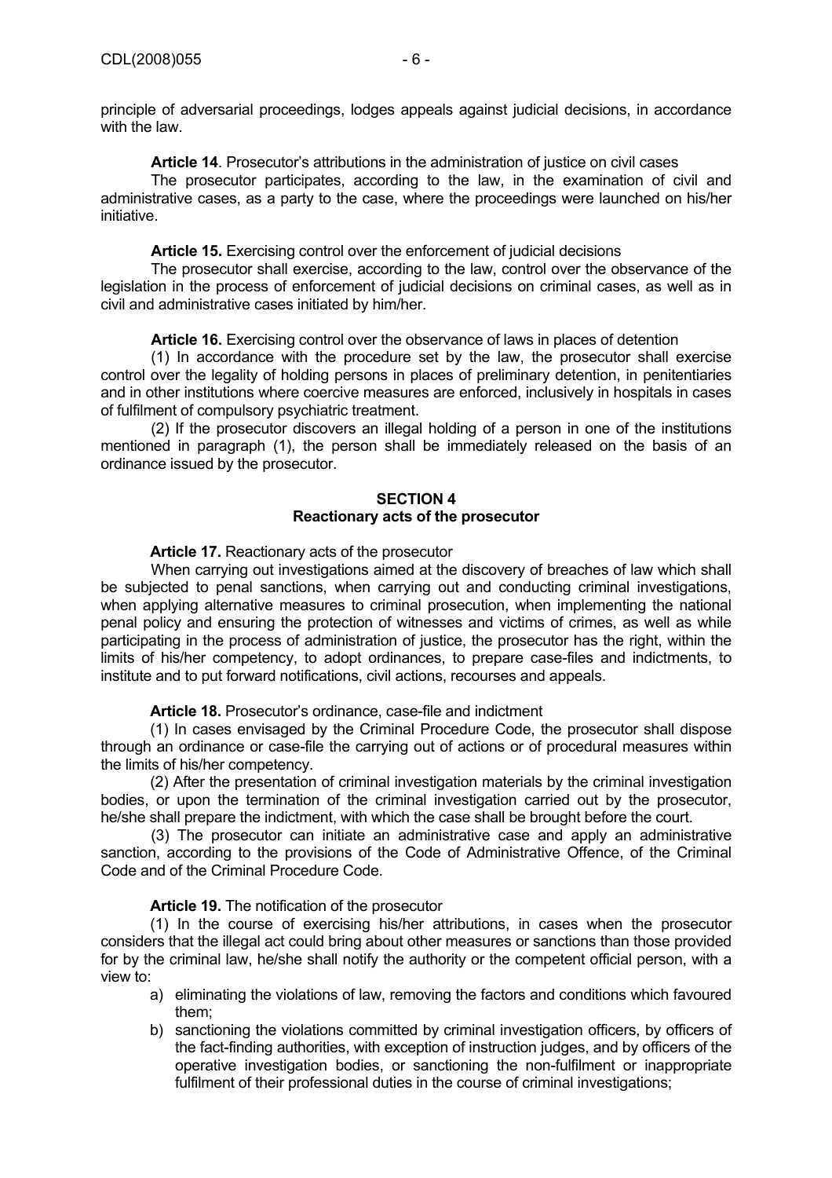principle of adversarial proceedings, lodges appeals against judicial decisions, in accordance with the law.

**Article 14**. Prosecutor's attributions in the administration of justice on civil cases

The prosecutor participates, according to the law, in the examination of civil and administrative cases, as a party to the case, where the proceedings were launched on his/her initiative.

**Article 15.** Exercising control over the enforcement of judicial decisions

The prosecutor shall exercise, according to the law, control over the observance of the legislation in the process of enforcement of judicial decisions on criminal cases, as well as in civil and administrative cases initiated by him/her.

**Article 16.** Exercising control over the observance of laws in places of detention

(1) In accordance with the procedure set by the law, the prosecutor shall exercise control over the legality of holding persons in places of preliminary detention, in penitentiaries and in other institutions where coercive measures are enforced, inclusively in hospitals in cases of fulfilment of compulsory psychiatric treatment.

(2) If the prosecutor discovers an illegal holding of a person in one of the institutions mentioned in paragraph (1), the person shall be immediately released on the basis of an ordinance issued by the prosecutor.

## SECTION 4
## Reactionary acts of the prosecutor

**Article 17.** Reactionary acts of the prosecutor

When carrying out investigations aimed at the discovery of breaches of law which shall be subjected to penal sanctions, when carrying out and conducting criminal investigations, when applying alternative measures to criminal prosecution, when implementing the national penal policy and ensuring the protection of witnesses and victims of crimes, as well as while participating in the process of administration of justice, the prosecutor has the right, within the limits of his/her competency, to adopt ordinances, to prepare case-files and indictments, to institute and to put forward notifications, civil actions, recourses and appeals.

**Article 18.** Prosecutor's ordinance, case-file and indictment

(1) In cases envisaged by the Criminal Procedure Code, the prosecutor shall dispose through an ordinance or case-file the carrying out of actions or of procedural measures within the limits of his/her competency.

(2) After the presentation of criminal investigation materials by the criminal investigation bodies, or upon the termination of the criminal investigation carried out by the prosecutor, he/she shall prepare the indictment, with which the case shall be brought before the court.

(3) The prosecutor can initiate an administrative case and apply an administrative sanction, according to the provisions of the Code of Administrative Offence, of the Criminal Code and of the Criminal Procedure Code.

**Article 19.** The notification of the prosecutor

(1) In the course of exercising his/her attributions, in cases when the prosecutor considers that the illegal act could bring about other measures or sanctions than those provided for by the criminal law, he/she shall notify the authority or the competent official person, with a view to:

a) eliminating the violations of law, removing the factors and conditions which favoured them;
b) sanctioning the violations committed by criminal investigation officers, by officers of the fact-finding authorities, with exception of instruction judges, and by officers of the operative investigation bodies, or sanctioning the non-fulfilment or inappropriate fulfilment of their professional duties in the course of criminal investigations;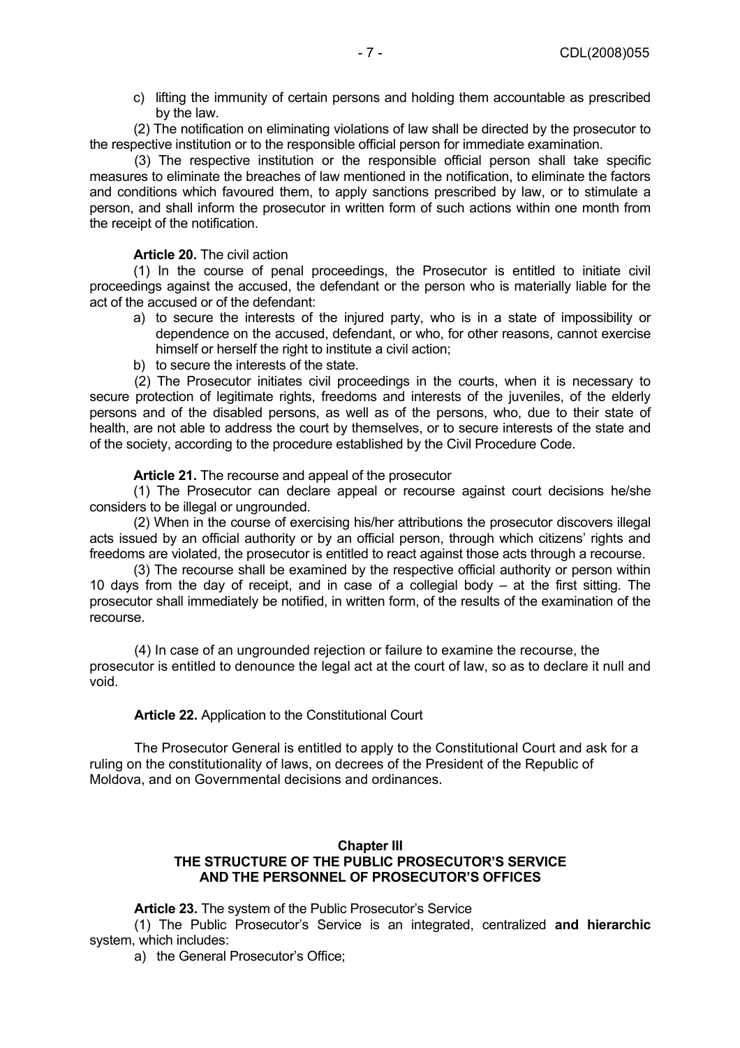c) lifting the immunity of certain persons and holding them accountable as prescribed by the law.

(2) The notification on eliminating violations of law shall be directed by the prosecutor to the respective institution or to the responsible official person for immediate examination.

(3) The respective institution or the responsible official person shall take specific measures to eliminate the breaches of law mentioned in the notification, to eliminate the factors and conditions which favoured them, to apply sanctions prescribed by law, or to stimulate a person, and shall inform the prosecutor in written form of such actions within one month from the receipt of the notification.

**Article 20.** The civil action

(1) In the course of penal proceedings, the Prosecutor is entitled to initiate civil proceedings against the accused, the defendant or the person who is materially liable for the act of the accused or of the defendant:

a) to secure the interests of the injured party, who is in a state of impossibility or dependence on the accused, defendant, or who, for other reasons, cannot exercise himself or herself the right to institute a civil action;
b) to secure the interests of the state.

(2) The Prosecutor initiates civil proceedings in the courts, when it is necessary to secure protection of legitimate rights, freedoms and interests of the juveniles, of the elderly persons and of the disabled persons, as well as of the persons, who, due to their state of health, are not able to address the court by themselves, or to secure interests of the state and of the society, according to the procedure established by the Civil Procedure Code.

**Article 21.** The recourse and appeal of the prosecutor

(1) The Prosecutor can declare appeal or recourse against court decisions he/she considers to be illegal or ungrounded.

(2) When in the course of exercising his/her attributions the prosecutor discovers illegal acts issued by an official authority or by an official person, through which citizens' rights and freedoms are violated, the prosecutor is entitled to react against those acts through a recourse.

(3) The recourse shall be examined by the respective official authority or person within 10 days from the day of receipt, and in case of a collegial body – at the first sitting. The prosecutor shall immediately be notified, in written form, of the results of the examination of the recourse.

(4) In case of an ungrounded rejection or failure to examine the recourse, the prosecutor is entitled to denounce the legal act at the court of law, so as to declare it null and void.

**Article 22.** Application to the Constitutional Court

The Prosecutor General is entitled to apply to the Constitutional Court and ask for a ruling on the constitutionality of laws, on decrees of the President of the Republic of Moldova, and on Governmental decisions and ordinances.

## Chapter III
## THE STRUCTURE OF THE PUBLIC PROSECUTOR'S SERVICE AND THE PERSONNEL OF PROSECUTOR'S OFFICES

**Article 23.** The system of the Public Prosecutor's Service

(1) The Public Prosecutor's Service is an integrated, centralized **and hierarchic** system, which includes:

a) the General Prosecutor's Office;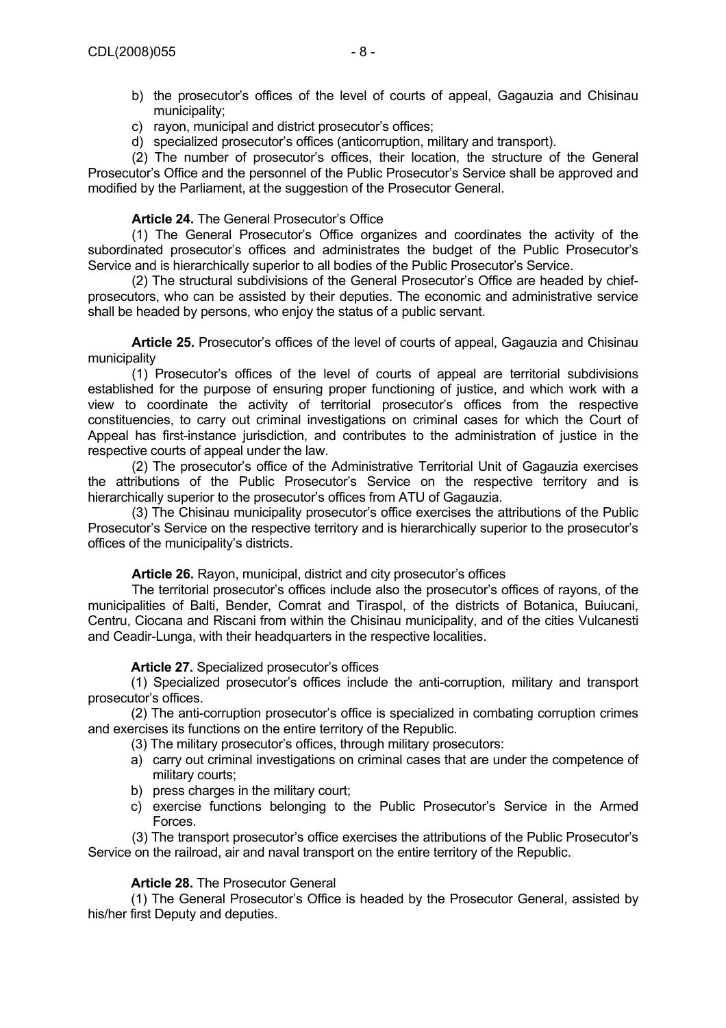b) the prosecutor's offices of the level of courts of appeal, Gagauzia and Chisinau municipality;
c) rayon, municipal and district prosecutor's offices;
d) specialized prosecutor's offices (anticorruption, military and transport).

(2) The number of prosecutor's offices, their location, the structure of the General Prosecutor's Office and the personnel of the Public Prosecutor's Service shall be approved and modified by the Parliament, at the suggestion of the Prosecutor General.

**Article 24.** The General Prosecutor's Office

(1) The General Prosecutor's Office organizes and coordinates the activity of the subordinated prosecutor's offices and administrates the budget of the Public Prosecutor's Service and is hierarchically superior to all bodies of the Public Prosecutor's Service.

(2) The structural subdivisions of the General Prosecutor's Office are headed by chief-prosecutors, who can be assisted by their deputies. The economic and administrative service shall be headed by persons, who enjoy the status of a public servant.

**Article 25.** Prosecutor's offices of the level of courts of appeal, Gagauzia and Chisinau municipality

(1) Prosecutor's offices of the level of courts of appeal are territorial subdivisions established for the purpose of ensuring proper functioning of justice, and which work with a view to coordinate the activity of territorial prosecutor's offices from the respective constituencies, to carry out criminal investigations on criminal cases for which the Court of Appeal has first-instance jurisdiction, and contributes to the administration of justice in the respective courts of appeal under the law.

(2) The prosecutor's office of the Administrative Territorial Unit of Gagauzia exercises the attributions of the Public Prosecutor's Service on the respective territory and is hierarchically superior to the prosecutor's offices from ATU of Gagauzia.

(3) The Chisinau municipality prosecutor's office exercises the attributions of the Public Prosecutor's Service on the respective territory and is hierarchically superior to the prosecutor's offices of the municipality's districts.

**Article 26.** Rayon, municipal, district and city prosecutor's offices

The territorial prosecutor's offices include also the prosecutor's offices of rayons, of the municipalities of Balti, Bender, Comrat and Tiraspol, of the districts of Botanica, Buiucani, Centru, Ciocana and Riscani from within the Chisinau municipality, and of the cities Vulcanesti and Ceadir-Lunga, with their headquarters in the respective localities.

**Article 27.** Specialized prosecutor's offices

(1) Specialized prosecutor's offices include the anti-corruption, military and transport prosecutor's offices.

(2) The anti-corruption prosecutor's office is specialized in combating corruption crimes and exercises its functions on the entire territory of the Republic.

(3) The military prosecutor's offices, through military prosecutors:

a) carry out criminal investigations on criminal cases that are under the competence of military courts;
b) press charges in the military court;
c) exercise functions belonging to the Public Prosecutor's Service in the Armed Forces.

(3) The transport prosecutor's office exercises the attributions of the Public Prosecutor's Service on the railroad, air and naval transport on the entire territory of the Republic.

**Article 28.** The Prosecutor General

(1) The General Prosecutor's Office is headed by the Prosecutor General, assisted by his/her first Deputy and deputies.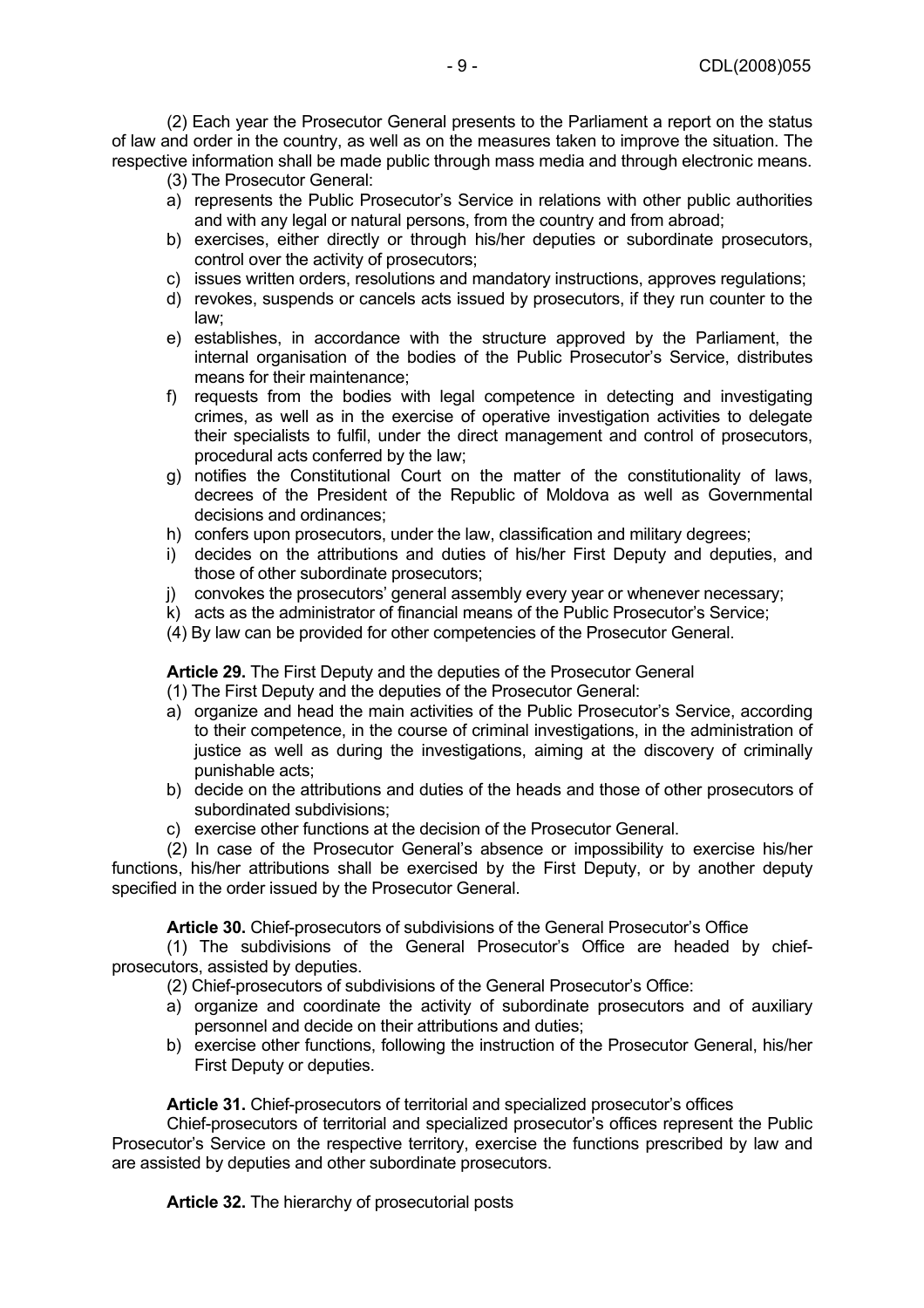(2) Each year the Prosecutor General presents to the Parliament a report on the status of law and order in the country, as well as on the measures taken to improve the situation. The respective information shall be made public through mass media and through electronic means.

(3) The Prosecutor General:

a) represents the Public Prosecutor's Service in relations with other public authorities and with any legal or natural persons, from the country and from abroad;
b) exercises, either directly or through his/her deputies or subordinate prosecutors, control over the activity of prosecutors;
c) issues written orders, resolutions and mandatory instructions, approves regulations;
d) revokes, suspends or cancels acts issued by prosecutors, if they run counter to the law;
e) establishes, in accordance with the structure approved by the Parliament, the internal organisation of the bodies of the Public Prosecutor's Service, distributes means for their maintenance;
f) requests from the bodies with legal competence in detecting and investigating crimes, as well as in the exercise of operative investigation activities to delegate their specialists to fulfil, under the direct management and control of prosecutors, procedural acts conferred by the law;
g) notifies the Constitutional Court on the matter of the constitutionality of laws, decrees of the President of the Republic of Moldova as well as Governmental decisions and ordinances;
h) confers upon prosecutors, under the law, classification and military degrees;
i) decides on the attributions and duties of his/her First Deputy and deputies, and those of other subordinate prosecutors;
j) convokes the prosecutors' general assembly every year or whenever necessary;
k) acts as the administrator of financial means of the Public Prosecutor's Service;

(4) By law can be provided for other competencies of the Prosecutor General.

**Article 29.** The First Deputy and the deputies of the Prosecutor General

(1) The First Deputy and the deputies of the Prosecutor General:

a) organize and head the main activities of the Public Prosecutor's Service, according to their competence, in the course of criminal investigations, in the administration of justice as well as during the investigations, aiming at the discovery of criminally punishable acts;
b) decide on the attributions and duties of the heads and those of other prosecutors of subordinated subdivisions;
c) exercise other functions at the decision of the Prosecutor General.

(2) In case of the Prosecutor General's absence or impossibility to exercise his/her functions, his/her attributions shall be exercised by the First Deputy, or by another deputy specified in the order issued by the Prosecutor General.

**Article 30.** Chief-prosecutors of subdivisions of the General Prosecutor's Office

(1) The subdivisions of the General Prosecutor's Office are headed by chief-prosecutors, assisted by deputies.

(2) Chief-prosecutors of subdivisions of the General Prosecutor's Office:

a) organize and coordinate the activity of subordinate prosecutors and of auxiliary personnel and decide on their attributions and duties;
b) exercise other functions, following the instruction of the Prosecutor General, his/her First Deputy or deputies.

**Article 31.** Chief-prosecutors of territorial and specialized prosecutor's offices

Chief-prosecutors of territorial and specialized prosecutor's offices represent the Public Prosecutor's Service on the respective territory, exercise the functions prescribed by law and are assisted by deputies and other subordinate prosecutors.

**Article 32.** The hierarchy of prosecutorial posts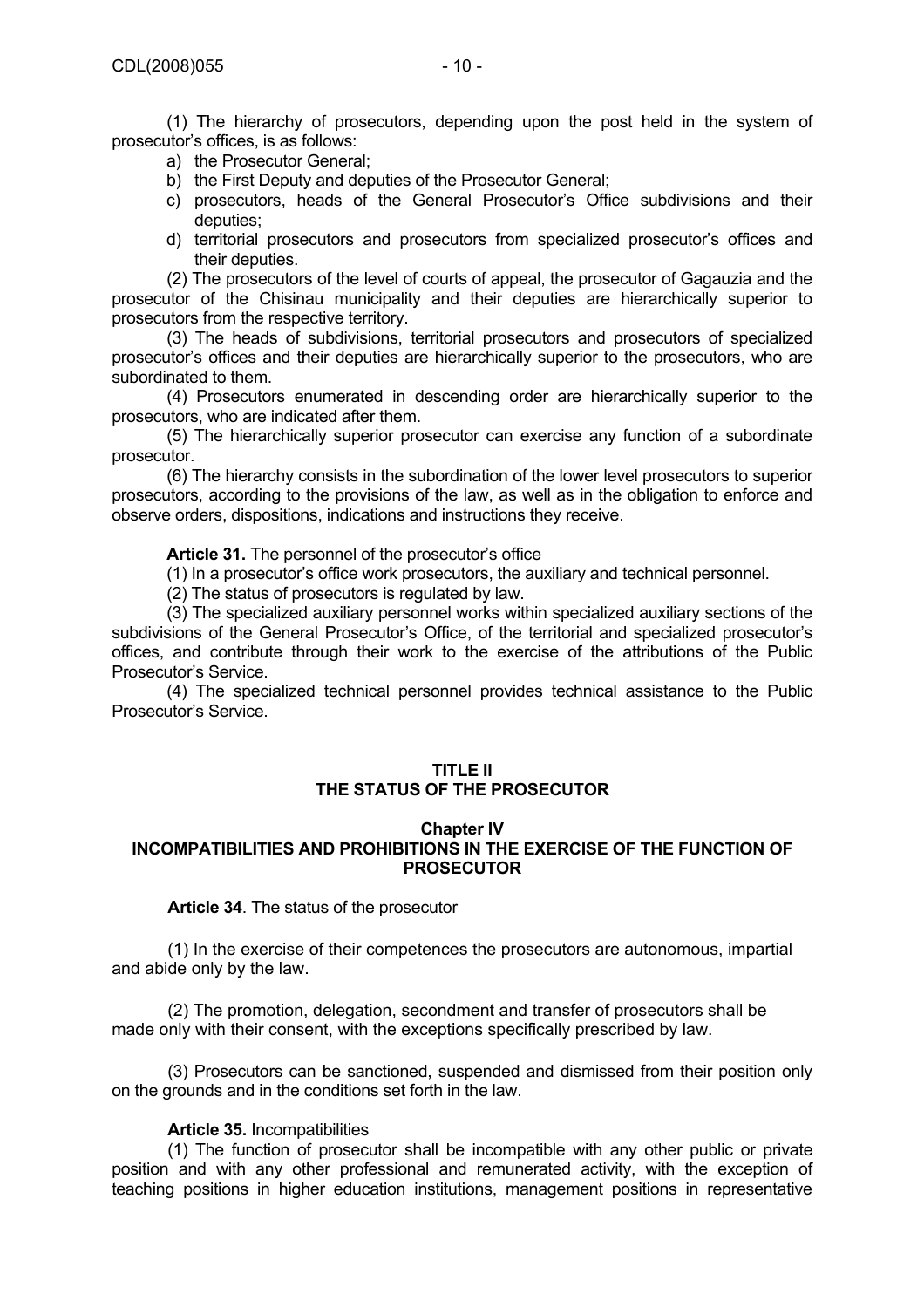(1) The hierarchy of prosecutors, depending upon the post held in the system of prosecutor's offices, is as follows:

a) the Prosecutor General;
b) the First Deputy and deputies of the Prosecutor General;
c) prosecutors, heads of the General Prosecutor's Office subdivisions and their deputies;
d) territorial prosecutors and prosecutors from specialized prosecutor's offices and their deputies.

(2) The prosecutors of the level of courts of appeal, the prosecutor of Gagauzia and the prosecutor of the Chisinau municipality and their deputies are hierarchically superior to prosecutors from the respective territory.

(3) The heads of subdivisions, territorial prosecutors and prosecutors of specialized prosecutor's offices and their deputies are hierarchically superior to the prosecutors, who are subordinated to them.

(4) Prosecutors enumerated in descending order are hierarchically superior to the prosecutors, who are indicated after them.

(5) The hierarchically superior prosecutor can exercise any function of a subordinate prosecutor.

(6) The hierarchy consists in the subordination of the lower level prosecutors to superior prosecutors, according to the provisions of the law, as well as in the obligation to enforce and observe orders, dispositions, indications and instructions they receive.

**Article 31.** The personnel of the prosecutor's office

(1) In a prosecutor's office work prosecutors, the auxiliary and technical personnel.

(2) The status of prosecutors is regulated by law.

(3) The specialized auxiliary personnel works within specialized auxiliary sections of the subdivisions of the General Prosecutor's Office, of the territorial and specialized prosecutor's offices, and contribute through their work to the exercise of the attributions of the Public Prosecutor's Service.

(4) The specialized technical personnel provides technical assistance to the Public Prosecutor's Service.

## TITLE II
## THE STATUS OF THE PROSECUTOR

### Chapter IV
### INCOMPATIBILITIES AND PROHIBITIONS IN THE EXERCISE OF THE FUNCTION OF PROSECUTOR

**Article 34**. The status of the prosecutor

(1) In the exercise of their competences the prosecutors are autonomous, impartial and abide only by the law.

(2) The promotion, delegation, secondment and transfer of prosecutors shall be made only with their consent, with the exceptions specifically prescribed by law.

(3) Prosecutors can be sanctioned, suspended and dismissed from their position only on the grounds and in the conditions set forth in the law.

**Article 35.** Incompatibilities

(1) The function of prosecutor shall be incompatible with any other public or private position and with any other professional and remunerated activity, with the exception of teaching positions in higher education institutions, management positions in representative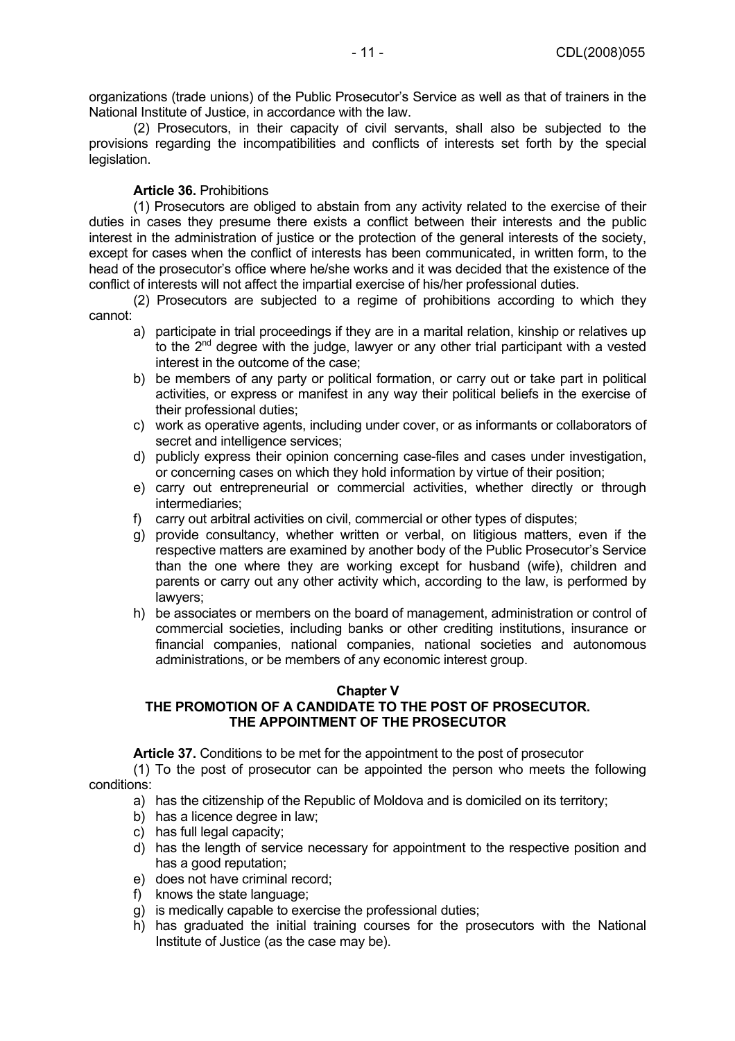organizations (trade unions) of the Public Prosecutor's Service as well as that of trainers in the National Institute of Justice, in accordance with the law.

(2) Prosecutors, in their capacity of civil servants, shall also be subjected to the provisions regarding the incompatibilities and conflicts of interests set forth by the special legislation.

**Article 36.** Prohibitions

(1) Prosecutors are obliged to abstain from any activity related to the exercise of their duties in cases they presume there exists a conflict between their interests and the public interest in the administration of justice or the protection of the general interests of the society, except for cases when the conflict of interests has been communicated, in written form, to the head of the prosecutor's office where he/she works and it was decided that the existence of the conflict of interests will not affect the impartial exercise of his/her professional duties.

(2) Prosecutors are subjected to a regime of prohibitions according to which they cannot:

a) participate in trial proceedings if they are in a marital relation, kinship or relatives up to the 2[nd] degree with the judge, lawyer or any other trial participant with a vested interest in the outcome of the case;
b) be members of any party or political formation, or carry out or take part in political activities, or express or manifest in any way their political beliefs in the exercise of their professional duties;
c) work as operative agents, including under cover, or as informants or collaborators of secret and intelligence services;
d) publicly express their opinion concerning case-files and cases under investigation, or concerning cases on which they hold information by virtue of their position;
e) carry out entrepreneurial or commercial activities, whether directly or through intermediaries;
f) carry out arbitral activities on civil, commercial or other types of disputes;
g) provide consultancy, whether written or verbal, on litigious matters, even if the respective matters are examined by another body of the Public Prosecutor's Service than the one where they are working except for husband (wife), children and parents or carry out any other activity which, according to the law, is performed by lawyers;
h) be associates or members on the board of management, administration or control of commercial societies, including banks or other crediting institutions, insurance or financial companies, national companies, national societies and autonomous administrations, or be members of any economic interest group.

## Chapter V
## THE PROMOTION OF A CANDIDATE TO THE POST OF PROSECUTOR. THE APPOINTMENT OF THE PROSECUTOR

**Article 37.** Conditions to be met for the appointment to the post of prosecutor

(1) To the post of prosecutor can be appointed the person who meets the following conditions:

a) has the citizenship of the Republic of Moldova and is domiciled on its territory;
b) has a licence degree in law;
c) has full legal capacity;
d) has the length of service necessary for appointment to the respective position and has a good reputation;
e) does not have criminal record;
f) knows the state language;
g) is medically capable to exercise the professional duties;
h) has graduated the initial training courses for the prosecutors with the National Institute of Justice (as the case may be).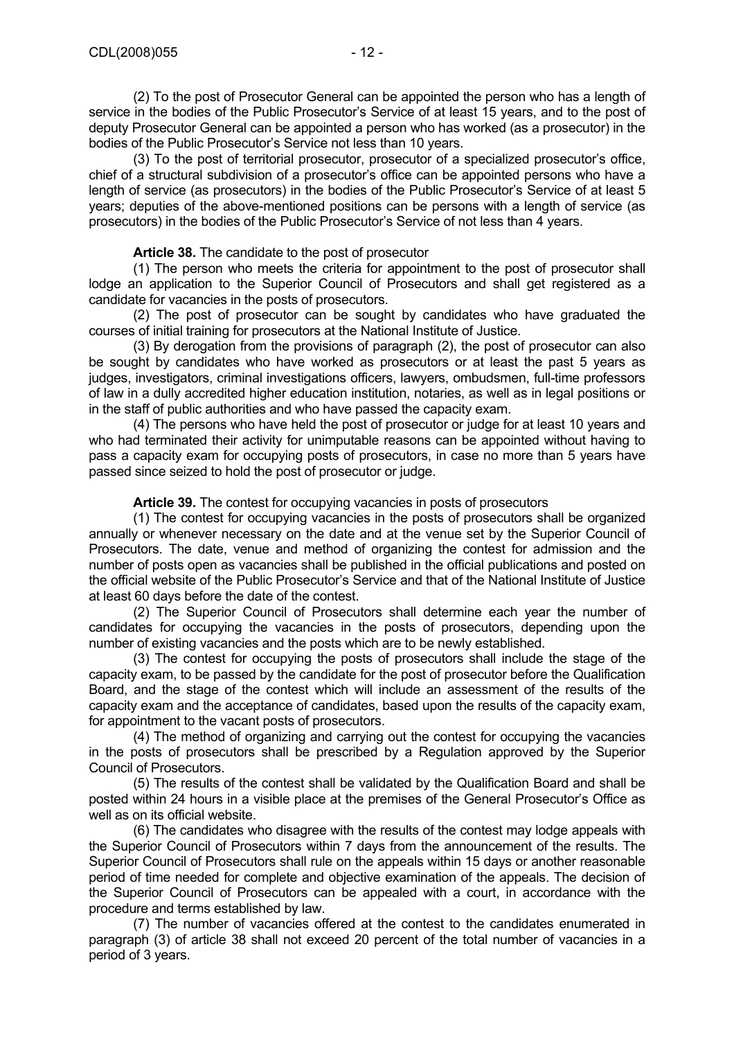(2) To the post of Prosecutor General can be appointed the person who has a length of service in the bodies of the Public Prosecutor's Service of at least 15 years, and to the post of deputy Prosecutor General can be appointed a person who has worked (as a prosecutor) in the bodies of the Public Prosecutor's Service not less than 10 years.

(3) To the post of territorial prosecutor, prosecutor of a specialized prosecutor's office, chief of a structural subdivision of a prosecutor's office can be appointed persons who have a length of service (as prosecutors) in the bodies of the Public Prosecutor's Service of at least 5 years; deputies of the above-mentioned positions can be persons with a length of service (as prosecutors) in the bodies of the Public Prosecutor's Service of not less than 4 years.

**Article 38.** The candidate to the post of prosecutor

(1) The person who meets the criteria for appointment to the post of prosecutor shall lodge an application to the Superior Council of Prosecutors and shall get registered as a candidate for vacancies in the posts of prosecutors.

(2) The post of prosecutor can be sought by candidates who have graduated the courses of initial training for prosecutors at the National Institute of Justice.

(3) By derogation from the provisions of paragraph (2), the post of prosecutor can also be sought by candidates who have worked as prosecutors or at least the past 5 years as judges, investigators, criminal investigations officers, lawyers, ombudsmen, full-time professors of law in a dully accredited higher education institution, notaries, as well as in legal positions or in the staff of public authorities and who have passed the capacity exam.

(4) The persons who have held the post of prosecutor or judge for at least 10 years and who had terminated their activity for unimputable reasons can be appointed without having to pass a capacity exam for occupying posts of prosecutors, in case no more than 5 years have passed since seized to hold the post of prosecutor or judge.

**Article 39.** The contest for occupying vacancies in posts of prosecutors

(1) The contest for occupying vacancies in the posts of prosecutors shall be organized annually or whenever necessary on the date and at the venue set by the Superior Council of Prosecutors. The date, venue and method of organizing the contest for admission and the number of posts open as vacancies shall be published in the official publications and posted on the official website of the Public Prosecutor's Service and that of the National Institute of Justice at least 60 days before the date of the contest.

(2) The Superior Council of Prosecutors shall determine each year the number of candidates for occupying the vacancies in the posts of prosecutors, depending upon the number of existing vacancies and the posts which are to be newly established.

(3) The contest for occupying the posts of prosecutors shall include the stage of the capacity exam, to be passed by the candidate for the post of prosecutor before the Qualification Board, and the stage of the contest which will include an assessment of the results of the capacity exam and the acceptance of candidates, based upon the results of the capacity exam, for appointment to the vacant posts of prosecutors.

(4) The method of organizing and carrying out the contest for occupying the vacancies in the posts of prosecutors shall be prescribed by a Regulation approved by the Superior Council of Prosecutors.

(5) The results of the contest shall be validated by the Qualification Board and shall be posted within 24 hours in a visible place at the premises of the General Prosecutor's Office as well as on its official website.

(6) The candidates who disagree with the results of the contest may lodge appeals with the Superior Council of Prosecutors within 7 days from the announcement of the results. The Superior Council of Prosecutors shall rule on the appeals within 15 days or another reasonable period of time needed for complete and objective examination of the appeals. The decision of the Superior Council of Prosecutors can be appealed with a court, in accordance with the procedure and terms established by law.

(7) The number of vacancies offered at the contest to the candidates enumerated in paragraph (3) of article 38 shall not exceed 20 percent of the total number of vacancies in a period of 3 years.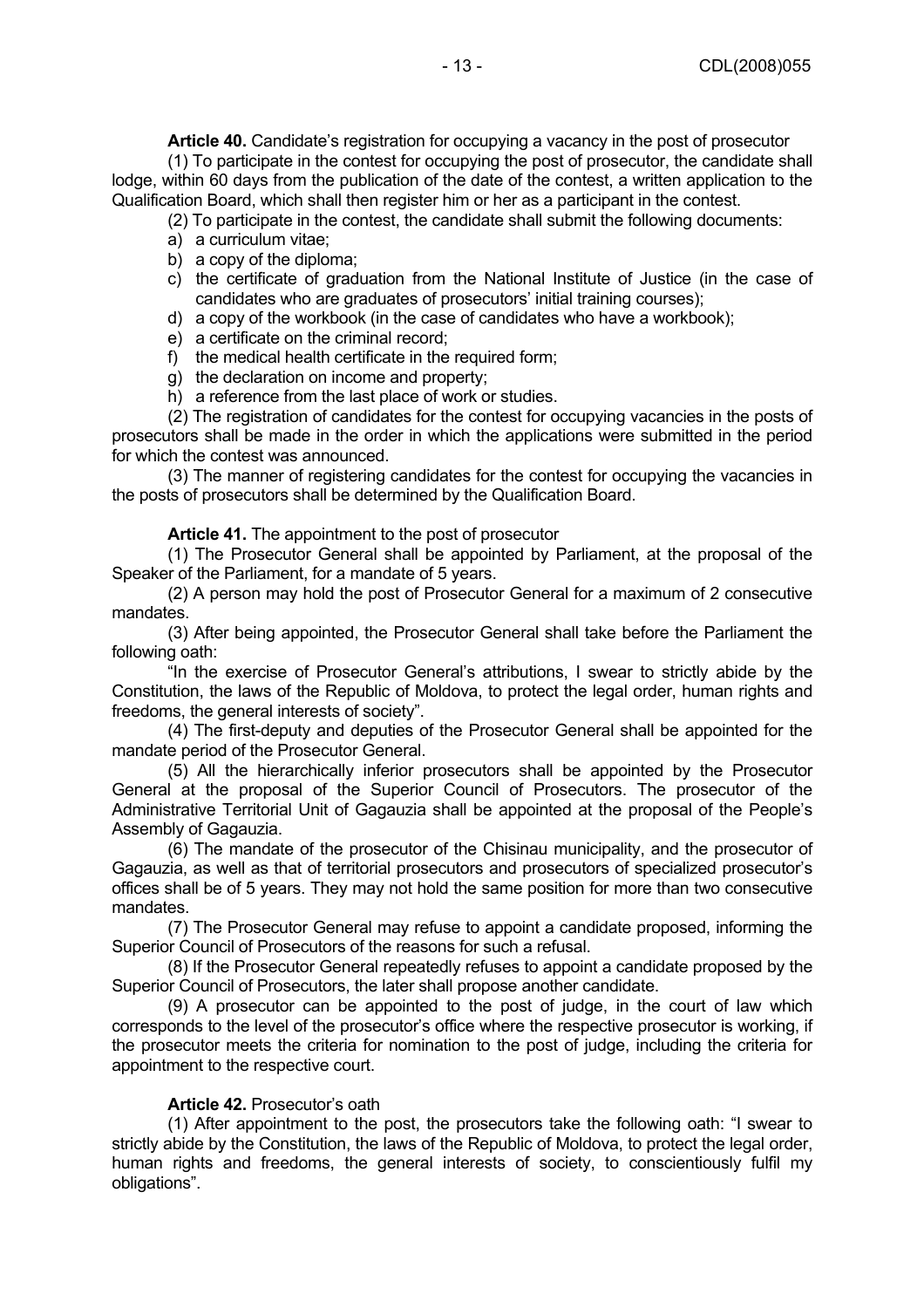**Article 40.** Candidate's registration for occupying a vacancy in the post of prosecutor

(1) To participate in the contest for occupying the post of prosecutor, the candidate shall lodge, within 60 days from the publication of the date of the contest, a written application to the Qualification Board, which shall then register him or her as a participant in the contest.

(2) To participate in the contest, the candidate shall submit the following documents:

a) a curriculum vitae;
b) a copy of the diploma;
c) the certificate of graduation from the National Institute of Justice (in the case of candidates who are graduates of prosecutors' initial training courses);
d) a copy of the workbook (in the case of candidates who have a workbook);
e) a certificate on the criminal record;
f) the medical health certificate in the required form;
g) the declaration on income and property;
h) a reference from the last place of work or studies.

(2) The registration of candidates for the contest for occupying vacancies in the posts of prosecutors shall be made in the order in which the applications were submitted in the period for which the contest was announced.

(3) The manner of registering candidates for the contest for occupying the vacancies in the posts of prosecutors shall be determined by the Qualification Board.

**Article 41.** The appointment to the post of prosecutor

(1) The Prosecutor General shall be appointed by Parliament, at the proposal of the Speaker of the Parliament, for a mandate of 5 years.

(2) A person may hold the post of Prosecutor General for a maximum of 2 consecutive mandates.

(3) After being appointed, the Prosecutor General shall take before the Parliament the following oath:

"In the exercise of Prosecutor General's attributions, I swear to strictly abide by the Constitution, the laws of the Republic of Moldova, to protect the legal order, human rights and freedoms, the general interests of society".

(4) The first-deputy and deputies of the Prosecutor General shall be appointed for the mandate period of the Prosecutor General.

(5) All the hierarchically inferior prosecutors shall be appointed by the Prosecutor General at the proposal of the Superior Council of Prosecutors. The prosecutor of the Administrative Territorial Unit of Gagauzia shall be appointed at the proposal of the People's Assembly of Gagauzia.

(6) The mandate of the prosecutor of the Chisinau municipality, and the prosecutor of Gagauzia, as well as that of territorial prosecutors and prosecutors of specialized prosecutor's offices shall be of 5 years. They may not hold the same position for more than two consecutive mandates.

(7) The Prosecutor General may refuse to appoint a candidate proposed, informing the Superior Council of Prosecutors of the reasons for such a refusal.

(8) If the Prosecutor General repeatedly refuses to appoint a candidate proposed by the Superior Council of Prosecutors, the later shall propose another candidate.

(9) A prosecutor can be appointed to the post of judge, in the court of law which corresponds to the level of the prosecutor's office where the respective prosecutor is working, if the prosecutor meets the criteria for nomination to the post of judge, including the criteria for appointment to the respective court.

**Article 42.** Prosecutor's oath

(1) After appointment to the post, the prosecutors take the following oath: "I swear to strictly abide by the Constitution, the laws of the Republic of Moldova, to protect the legal order, human rights and freedoms, the general interests of society, to conscientiously fulfil my obligations".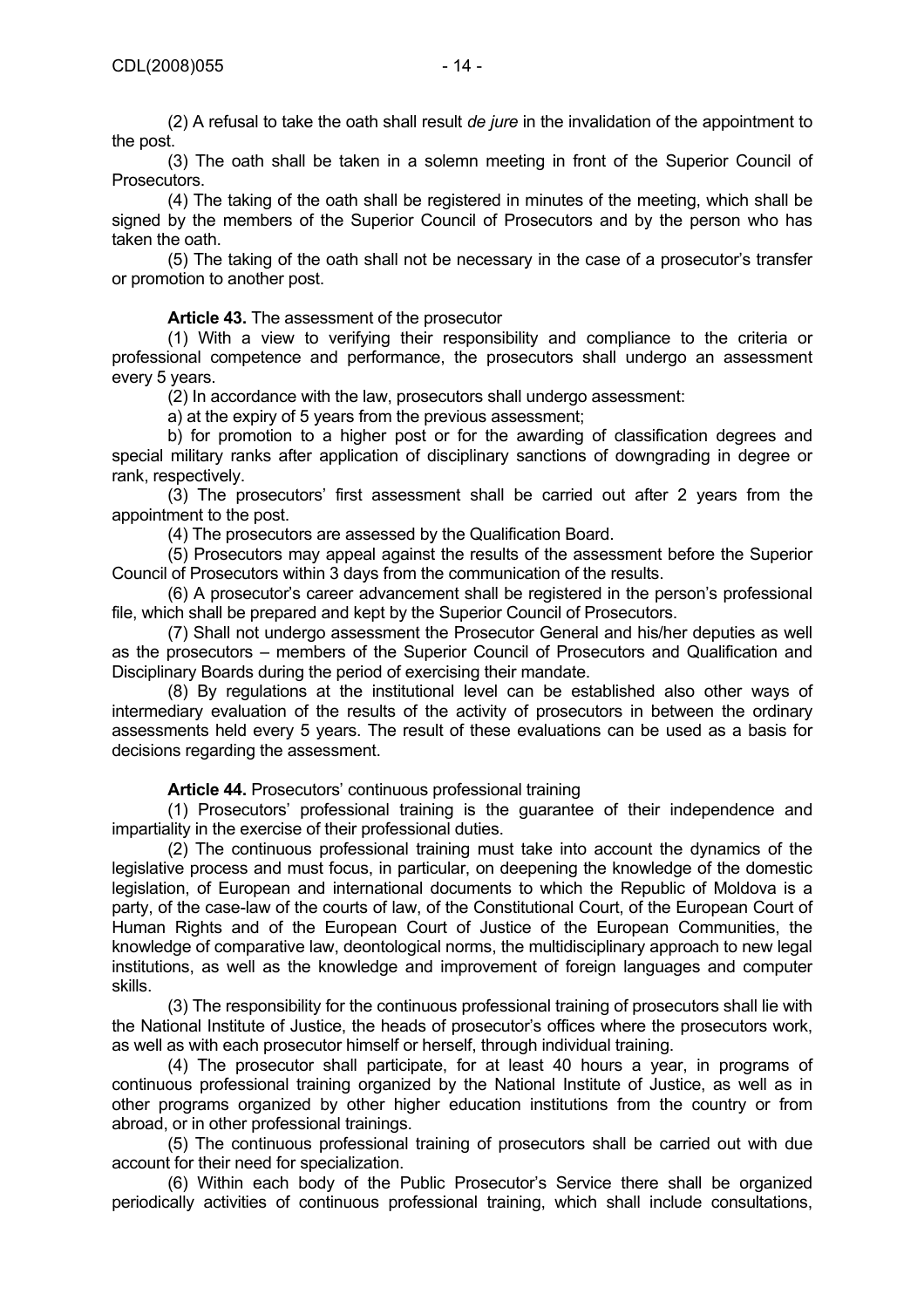(2) A refusal to take the oath shall result *de jure* in the invalidation of the appointment to the post.

(3) The oath shall be taken in a solemn meeting in front of the Superior Council of Prosecutors.

(4) The taking of the oath shall be registered in minutes of the meeting, which shall be signed by the members of the Superior Council of Prosecutors and by the person who has taken the oath.

(5) The taking of the oath shall not be necessary in the case of a prosecutor's transfer or promotion to another post.

**Article 43.** The assessment of the prosecutor

(1) With a view to verifying their responsibility and compliance to the criteria or professional competence and performance, the prosecutors shall undergo an assessment every 5 years.

(2) In accordance with the law, prosecutors shall undergo assessment:

a) at the expiry of 5 years from the previous assessment;

b) for promotion to a higher post or for the awarding of classification degrees and special military ranks after application of disciplinary sanctions of downgrading in degree or rank, respectively.

(3) The prosecutors' first assessment shall be carried out after 2 years from the appointment to the post.

(4) The prosecutors are assessed by the Qualification Board.

(5) Prosecutors may appeal against the results of the assessment before the Superior Council of Prosecutors within 3 days from the communication of the results.

(6) A prosecutor's career advancement shall be registered in the person's professional file, which shall be prepared and kept by the Superior Council of Prosecutors.

(7) Shall not undergo assessment the Prosecutor General and his/her deputies as well as the prosecutors – members of the Superior Council of Prosecutors and Qualification and Disciplinary Boards during the period of exercising their mandate.

(8) By regulations at the institutional level can be established also other ways of intermediary evaluation of the results of the activity of prosecutors in between the ordinary assessments held every 5 years. The result of these evaluations can be used as a basis for decisions regarding the assessment.

**Article 44.** Prosecutors' continuous professional training

(1) Prosecutors' professional training is the guarantee of their independence and impartiality in the exercise of their professional duties.

(2) The continuous professional training must take into account the dynamics of the legislative process and must focus, in particular, on deepening the knowledge of the domestic legislation, of European and international documents to which the Republic of Moldova is a party, of the case-law of the courts of law, of the Constitutional Court, of the European Court of Human Rights and of the European Court of Justice of the European Communities, the knowledge of comparative law, deontological norms, the multidisciplinary approach to new legal institutions, as well as the knowledge and improvement of foreign languages and computer skills.

(3) The responsibility for the continuous professional training of prosecutors shall lie with the National Institute of Justice, the heads of prosecutor's offices where the prosecutors work, as well as with each prosecutor himself or herself, through individual training.

(4) The prosecutor shall participate, for at least 40 hours a year, in programs of continuous professional training organized by the National Institute of Justice, as well as in other programs organized by other higher education institutions from the country or from abroad, or in other professional trainings.

(5) The continuous professional training of prosecutors shall be carried out with due account for their need for specialization.

(6) Within each body of the Public Prosecutor's Service there shall be organized periodically activities of continuous professional training, which shall include consultations,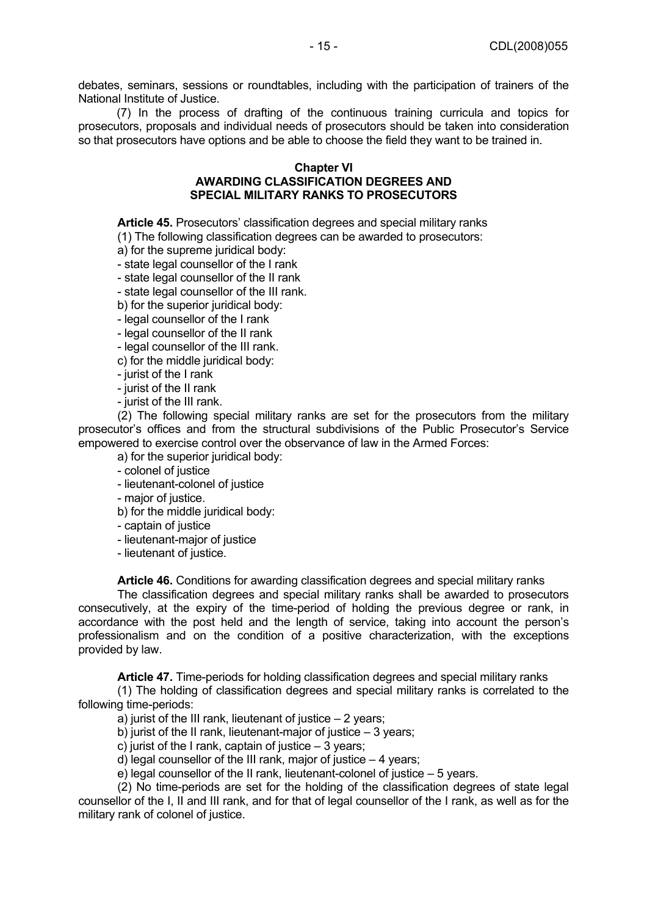debates, seminars, sessions or roundtables, including with the participation of trainers of the National Institute of Justice.

(7) In the process of drafting of the continuous training curricula and topics for prosecutors, proposals and individual needs of prosecutors should be taken into consideration so that prosecutors have options and be able to choose the field they want to be trained in.

## Chapter VI
## AWARDING CLASSIFICATION DEGREES AND SPECIAL MILITARY RANKS TO PROSECUTORS

**Article 45.** Prosecutors' classification degrees and special military ranks

(1) The following classification degrees can be awarded to prosecutors:

a) for the supreme juridical body:
- state legal counsellor of the I rank
- state legal counsellor of the II rank
- state legal counsellor of the III rank.

b) for the superior juridical body:
- legal counsellor of the I rank
- legal counsellor of the II rank
- legal counsellor of the III rank.

c) for the middle juridical body:
- jurist of the I rank
- jurist of the II rank
- jurist of the III rank.

(2) The following special military ranks are set for the prosecutors from the military prosecutor's offices and from the structural subdivisions of the Public Prosecutor's Service empowered to exercise control over the observance of law in the Armed Forces:

a) for the superior juridical body:
- colonel of justice
- lieutenant-colonel of justice
- major of justice.

b) for the middle juridical body:
- captain of justice
- lieutenant-major of justice
- lieutenant of justice.

**Article 46.** Conditions for awarding classification degrees and special military ranks

The classification degrees and special military ranks shall be awarded to prosecutors consecutively, at the expiry of the time-period of holding the previous degree or rank, in accordance with the post held and the length of service, taking into account the person's professionalism and on the condition of a positive characterization, with the exceptions provided by law.

**Article 47.** Time-periods for holding classification degrees and special military ranks

(1) The holding of classification degrees and special military ranks is correlated to the following time-periods:

a) jurist of the III rank, lieutenant of justice – 2 years;

b) jurist of the II rank, lieutenant-major of justice – 3 years;

c) jurist of the I rank, captain of justice – 3 years;

d) legal counsellor of the III rank, major of justice – 4 years;

e) legal counsellor of the II rank, lieutenant-colonel of justice – 5 years.

(2) No time-periods are set for the holding of the classification degrees of state legal counsellor of the I, II and III rank, and for that of legal counsellor of the I rank, as well as for the military rank of colonel of justice.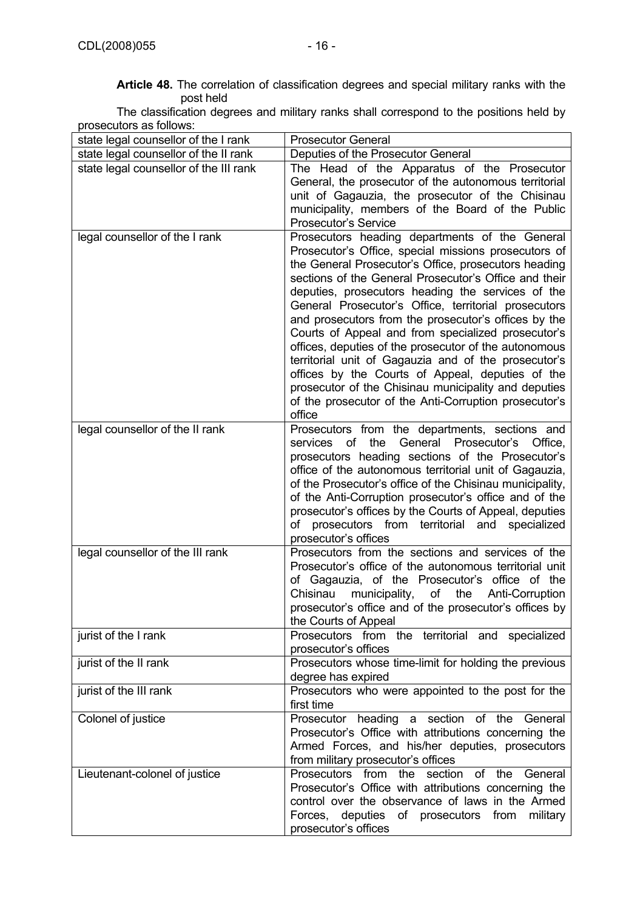**Article 48.** The correlation of classification degrees and special military ranks with the post held

The classification degrees and military ranks shall correspond to the positions held by prosecutors as follows:

| | |
|---|---|
| state legal counsellor of the I rank | Prosecutor General |
| state legal counsellor of the II rank | Deputies of the Prosecutor General |
| state legal counsellor of the III rank | The Head of the Apparatus of the Prosecutor General, the prosecutor of the autonomous territorial unit of Gagauzia, the prosecutor of the Chisinau municipality, members of the Board of the Public Prosecutor's Service |
| legal counsellor of the I rank | Prosecutors heading departments of the General Prosecutor's Office, special missions prosecutors of the General Prosecutor's Office, prosecutors heading sections of the General Prosecutor's Office and their deputies, prosecutors heading the services of the General Prosecutor's Office, territorial prosecutors and prosecutors from the prosecutor's offices by the Courts of Appeal and from specialized prosecutor's offices, deputies of the prosecutor of the autonomous territorial unit of Gagauzia and of the prosecutor's offices by the Courts of Appeal, deputies of the prosecutor of the Chisinau municipality and deputies of the prosecutor of the Anti-Corruption prosecutor's office |
| legal counsellor of the II rank | Prosecutors from the departments, sections and services of the General Prosecutor's Office, prosecutors heading sections of the Prosecutor's office of the autonomous territorial unit of Gagauzia, of the Prosecutor's office of the Chisinau municipality, of the Anti-Corruption prosecutor's office and of the prosecutor's offices by the Courts of Appeal, deputies of prosecutors from territorial and specialized prosecutor's offices |
| legal counsellor of the III rank | Prosecutors from the sections and services of the Prosecutor's office of the autonomous territorial unit of Gagauzia, of the Prosecutor's office of the Chisinau municipality, of the Anti-Corruption prosecutor's office and of the prosecutor's offices by the Courts of Appeal |
| jurist of the I rank | Prosecutors from the territorial and specialized prosecutor's offices |
| jurist of the II rank | Prosecutors whose time-limit for holding the previous degree has expired |
| jurist of the III rank | Prosecutors who were appointed to the post for the first time |
| Colonel of justice | Prosecutor heading a section of the General Prosecutor's Office with attributions concerning the Armed Forces, and his/her deputies, prosecutors from military prosecutor's offices |
| Lieutenant-colonel of justice | Prosecutors from the section of the General Prosecutor's Office with attributions concerning the control over the observance of laws in the Armed Forces, deputies of prosecutors from military prosecutor's offices |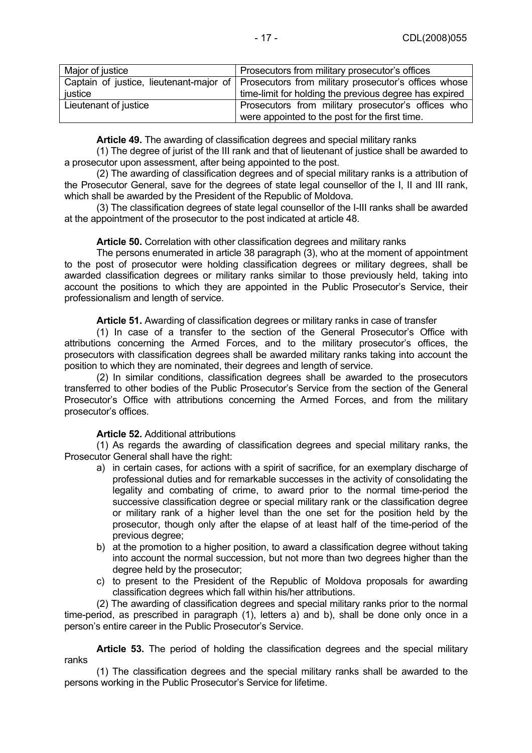| | |
|---|---|
| Major of justice | Prosecutors from military prosecutor's offices |
| Captain of justice, lieutenant-major of justice | Prosecutors from military prosecutor's offices whose time-limit for holding the previous degree has expired |
| Lieutenant of justice | Prosecutors from military prosecutor's offices who were appointed to the post for the first time. |

**Article 49.** The awarding of classification degrees and special military ranks

(1) The degree of jurist of the III rank and that of lieutenant of justice shall be awarded to a prosecutor upon assessment, after being appointed to the post.

(2) The awarding of classification degrees and of special military ranks is a attribution of the Prosecutor General, save for the degrees of state legal counsellor of the I, II and III rank, which shall be awarded by the President of the Republic of Moldova.

(3) The classification degrees of state legal counsellor of the I-III ranks shall be awarded at the appointment of the prosecutor to the post indicated at article 48.

**Article 50.** Correlation with other classification degrees and military ranks

The persons enumerated in article 38 paragraph (3), who at the moment of appointment to the post of prosecutor were holding classification degrees or military degrees, shall be awarded classification degrees or military ranks similar to those previously held, taking into account the positions to which they are appointed in the Public Prosecutor's Service, their professionalism and length of service.

**Article 51.** Awarding of classification degrees or military ranks in case of transfer

(1) In case of a transfer to the section of the General Prosecutor's Office with attributions concerning the Armed Forces, and to the military prosecutor's offices, the prosecutors with classification degrees shall be awarded military ranks taking into account the position to which they are nominated, their degrees and length of service.

(2) In similar conditions, classification degrees shall be awarded to the prosecutors transferred to other bodies of the Public Prosecutor's Service from the section of the General Prosecutor's Office with attributions concerning the Armed Forces, and from the military prosecutor's offices.

**Article 52.** Additional attributions

(1) As regards the awarding of classification degrees and special military ranks, the Prosecutor General shall have the right:

a) in certain cases, for actions with a spirit of sacrifice, for an exemplary discharge of professional duties and for remarkable successes in the activity of consolidating the legality and combating of crime, to award prior to the normal time-period the successive classification degree or special military rank or the classification degree or military rank of a higher level than the one set for the position held by the prosecutor, though only after the elapse of at least half of the time-period of the previous degree;

b) at the promotion to a higher position, to award a classification degree without taking into account the normal succession, but not more than two degrees higher than the degree held by the prosecutor;

c) to present to the President of the Republic of Moldova proposals for awarding classification degrees which fall within his/her attributions.

(2) The awarding of classification degrees and special military ranks prior to the normal time-period, as prescribed in paragraph (1), letters a) and b), shall be done only once in a person's entire career in the Public Prosecutor's Service.

**Article 53.** The period of holding the classification degrees and the special military ranks

(1) The classification degrees and the special military ranks shall be awarded to the persons working in the Public Prosecutor's Service for lifetime.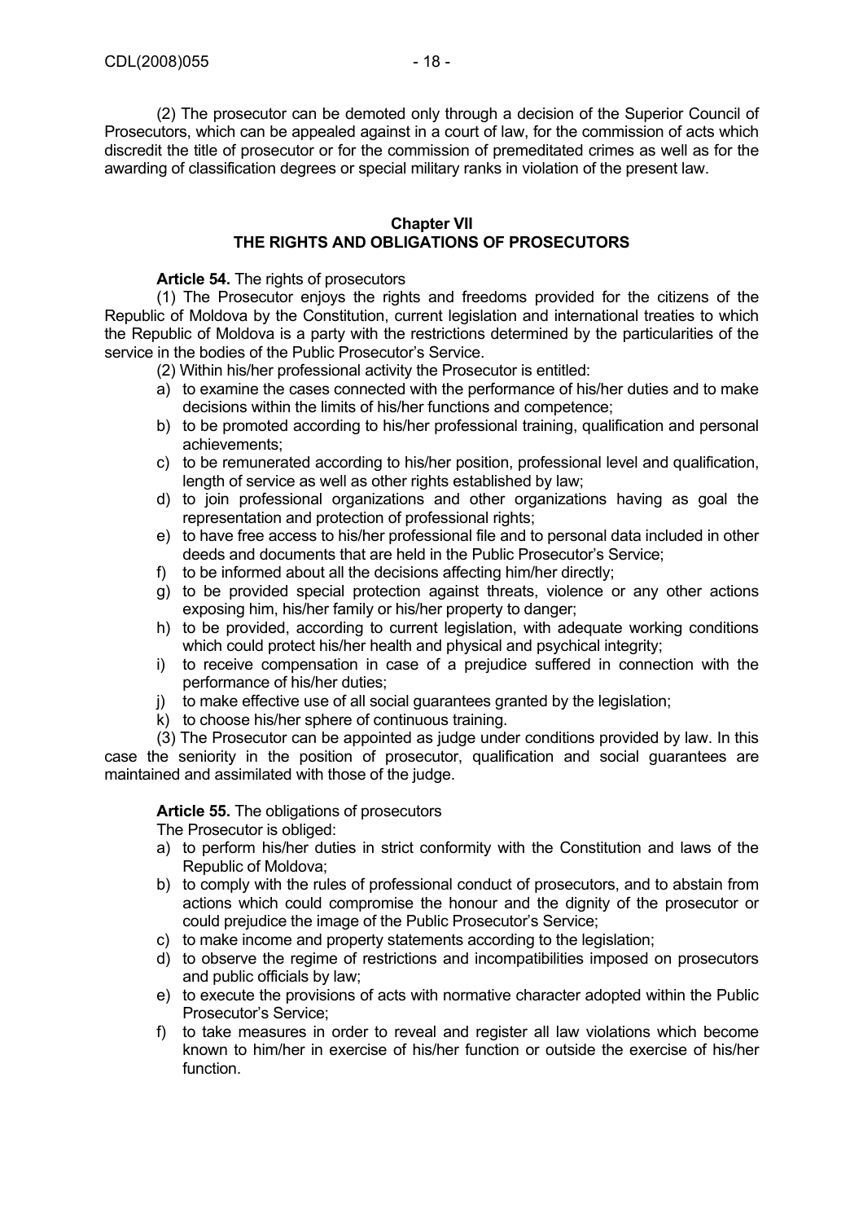(2) The prosecutor can be demoted only through a decision of the Superior Council of Prosecutors, which can be appealed against in a court of law, for the commission of acts which discredit the title of prosecutor or for the commission of premeditated crimes as well as for the awarding of classification degrees or special military ranks in violation of the present law.

## Chapter VII
## THE RIGHTS AND OBLIGATIONS OF PROSECUTORS

**Article 54.** The rights of prosecutors

(1) The Prosecutor enjoys the rights and freedoms provided for the citizens of the Republic of Moldova by the Constitution, current legislation and international treaties to which the Republic of Moldova is a party with the restrictions determined by the particularities of the service in the bodies of the Public Prosecutor's Service.

(2) Within his/her professional activity the Prosecutor is entitled:

a) to examine the cases connected with the performance of his/her duties and to make decisions within the limits of his/her functions and competence;
b) to be promoted according to his/her professional training, qualification and personal achievements;
c) to be remunerated according to his/her position, professional level and qualification, length of service as well as other rights established by law;
d) to join professional organizations and other organizations having as goal the representation and protection of professional rights;
e) to have free access to his/her professional file and to personal data included in other deeds and documents that are held in the Public Prosecutor's Service;
f) to be informed about all the decisions affecting him/her directly;
g) to be provided special protection against threats, violence or any other actions exposing him, his/her family or his/her property to danger;
h) to be provided, according to current legislation, with adequate working conditions which could protect his/her health and physical and psychical integrity;
i) to receive compensation in case of a prejudice suffered in connection with the performance of his/her duties;
j) to make effective use of all social guarantees granted by the legislation;
k) to choose his/her sphere of continuous training.

(3) The Prosecutor can be appointed as judge under conditions provided by law. In this case the seniority in the position of prosecutor, qualification and social guarantees are maintained and assimilated with those of the judge.

**Article 55.** The obligations of prosecutors

The Prosecutor is obliged:

a) to perform his/her duties in strict conformity with the Constitution and laws of the Republic of Moldova;
b) to comply with the rules of professional conduct of prosecutors, and to abstain from actions which could compromise the honour and the dignity of the prosecutor or could prejudice the image of the Public Prosecutor's Service;
c) to make income and property statements according to the legislation;
d) to observe the regime of restrictions and incompatibilities imposed on prosecutors and public officials by law;
e) to execute the provisions of acts with normative character adopted within the Public Prosecutor's Service;
f) to take measures in order to reveal and register all law violations which become known to him/her in exercise of his/her function or outside the exercise of his/her function.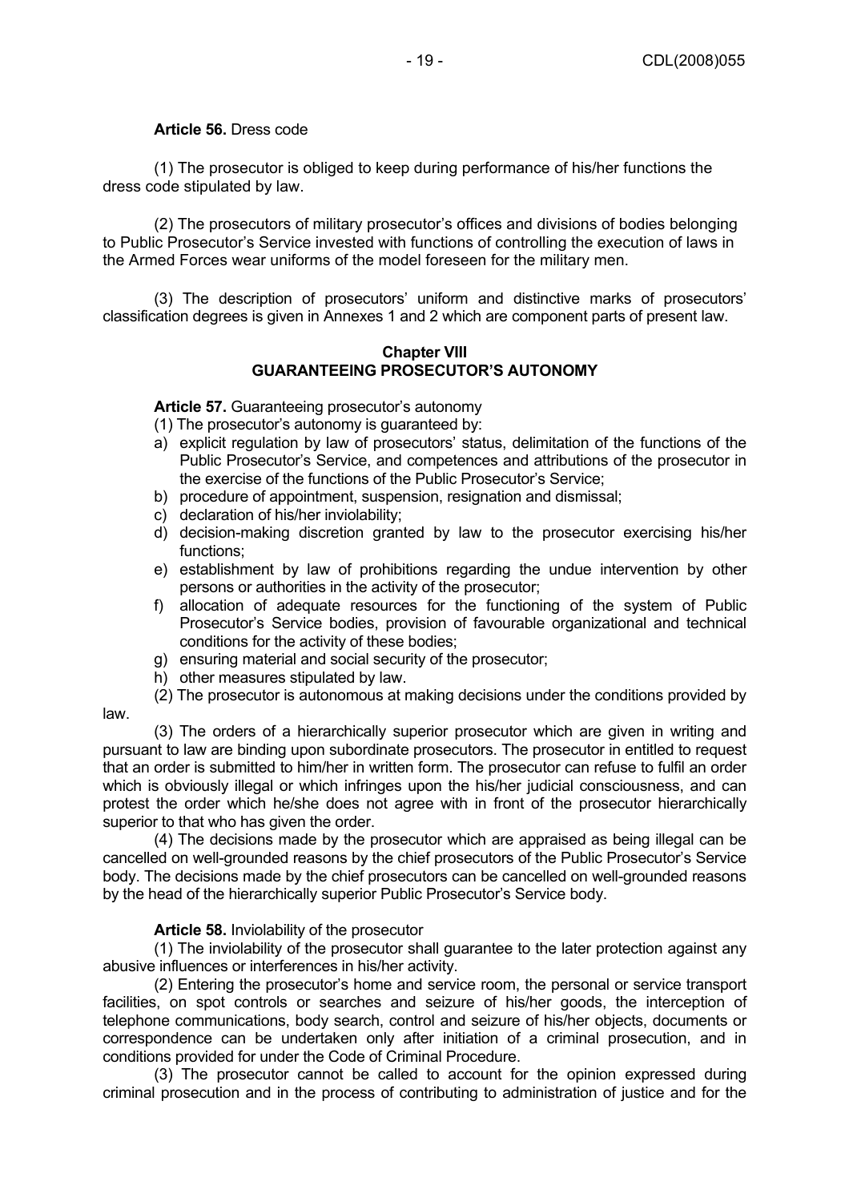**Article 56.** Dress code

(1) The prosecutor is obliged to keep during performance of his/her functions the dress code stipulated by law.

(2) The prosecutors of military prosecutor's offices and divisions of bodies belonging to Public Prosecutor's Service invested with functions of controlling the execution of laws in the Armed Forces wear uniforms of the model foreseen for the military men.

(3) The description of prosecutors' uniform and distinctive marks of prosecutors' classification degrees is given in Annexes 1 and 2 which are component parts of present law.

## Chapter VIII
## GUARANTEEING PROSECUTOR'S AUTONOMY

**Article 57.** Guaranteeing prosecutor's autonomy

(1) The prosecutor's autonomy is guaranteed by:

a) explicit regulation by law of prosecutors' status, delimitation of the functions of the Public Prosecutor's Service, and competences and attributions of the prosecutor in the exercise of the functions of the Public Prosecutor's Service;
b) procedure of appointment, suspension, resignation and dismissal;
c) declaration of his/her inviolability;
d) decision-making discretion granted by law to the prosecutor exercising his/her functions;
e) establishment by law of prohibitions regarding the undue intervention by other persons or authorities in the activity of the prosecutor;
f) allocation of adequate resources for the functioning of the system of Public Prosecutor's Service bodies, provision of favourable organizational and technical conditions for the activity of these bodies;
g) ensuring material and social security of the prosecutor;
h) other measures stipulated by law.

(2) The prosecutor is autonomous at making decisions under the conditions provided by law.

(3) The orders of a hierarchically superior prosecutor which are given in writing and pursuant to law are binding upon subordinate prosecutors. The prosecutor in entitled to request that an order is submitted to him/her in written form. The prosecutor can refuse to fulfil an order which is obviously illegal or which infringes upon the his/her judicial consciousness, and can protest the order which he/she does not agree with in front of the prosecutor hierarchically superior to that who has given the order.

(4) The decisions made by the prosecutor which are appraised as being illegal can be cancelled on well-grounded reasons by the chief prosecutors of the Public Prosecutor's Service body. The decisions made by the chief prosecutors can be cancelled on well-grounded reasons by the head of the hierarchically superior Public Prosecutor's Service body.

**Article 58.** Inviolability of the prosecutor

(1) The inviolability of the prosecutor shall guarantee to the later protection against any abusive influences or interferences in his/her activity.

(2) Entering the prosecutor's home and service room, the personal or service transport facilities, on spot controls or searches and seizure of his/her goods, the interception of telephone communications, body search, control and seizure of his/her objects, documents or correspondence can be undertaken only after initiation of a criminal prosecution, and in conditions provided for under the Code of Criminal Procedure.

(3) The prosecutor cannot be called to account for the opinion expressed during criminal prosecution and in the process of contributing to administration of justice and for the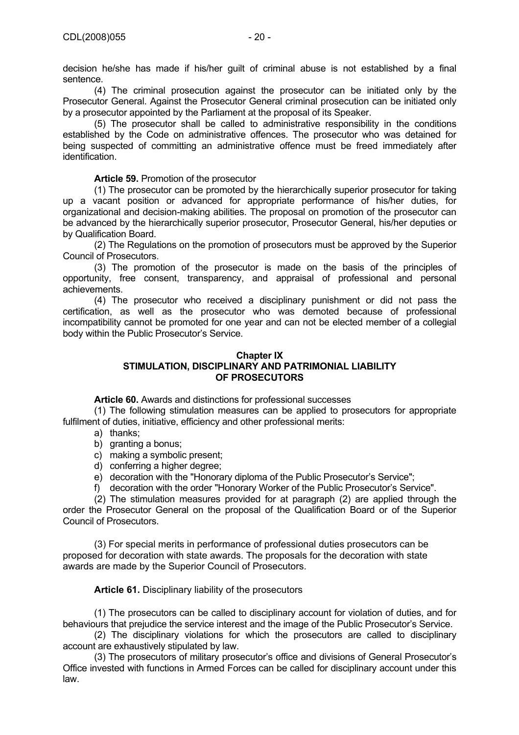decision he/she has made if his/her guilt of criminal abuse is not established by a final sentence.

(4) The criminal prosecution against the prosecutor can be initiated only by the Prosecutor General. Against the Prosecutor General criminal prosecution can be initiated only by a prosecutor appointed by the Parliament at the proposal of its Speaker.

(5) The prosecutor shall be called to administrative responsibility in the conditions established by the Code on administrative offences. The prosecutor who was detained for being suspected of committing an administrative offence must be freed immediately after identification.

**Article 59.** Promotion of the prosecutor

(1) The prosecutor can be promoted by the hierarchically superior prosecutor for taking up a vacant position or advanced for appropriate performance of his/her duties, for organizational and decision-making abilities. The proposal on promotion of the prosecutor can be advanced by the hierarchically superior prosecutor, Prosecutor General, his/her deputies or by Qualification Board.

(2) The Regulations on the promotion of prosecutors must be approved by the Superior Council of Prosecutors.

(3) The promotion of the prosecutor is made on the basis of the principles of opportunity, free consent, transparency, and appraisal of professional and personal achievements.

(4) The prosecutor who received a disciplinary punishment or did not pass the certification, as well as the prosecutor who was demoted because of professional incompatibility cannot be promoted for one year and can not be elected member of a collegial body within the Public Prosecutor's Service.

## Chapter IX
## STIMULATION, DISCIPLINARY AND PATRIMONIAL LIABILITY OF PROSECUTORS

**Article 60.** Awards and distinctions for professional successes

(1) The following stimulation measures can be applied to prosecutors for appropriate fulfilment of duties, initiative, efficiency and other professional merits:

a) thanks;
b) granting a bonus;
c) making a symbolic present;
d) conferring a higher degree;
e) decoration with the "Honorary diploma of the Public Prosecutor's Service";
f) decoration with the order "Honorary Worker of the Public Prosecutor's Service".

(2) The stimulation measures provided for at paragraph (2) are applied through the order the Prosecutor General on the proposal of the Qualification Board or of the Superior Council of Prosecutors.

(3) For special merits in performance of professional duties prosecutors can be proposed for decoration with state awards. The proposals for the decoration with state awards are made by the Superior Council of Prosecutors.

**Article 61.** Disciplinary liability of the prosecutors

(1) The prosecutors can be called to disciplinary account for violation of duties, and for behaviours that prejudice the service interest and the image of the Public Prosecutor's Service.

(2) The disciplinary violations for which the prosecutors are called to disciplinary account are exhaustively stipulated by law.

(3) The prosecutors of military prosecutor's office and divisions of General Prosecutor's Office invested with functions in Armed Forces can be called for disciplinary account under this law.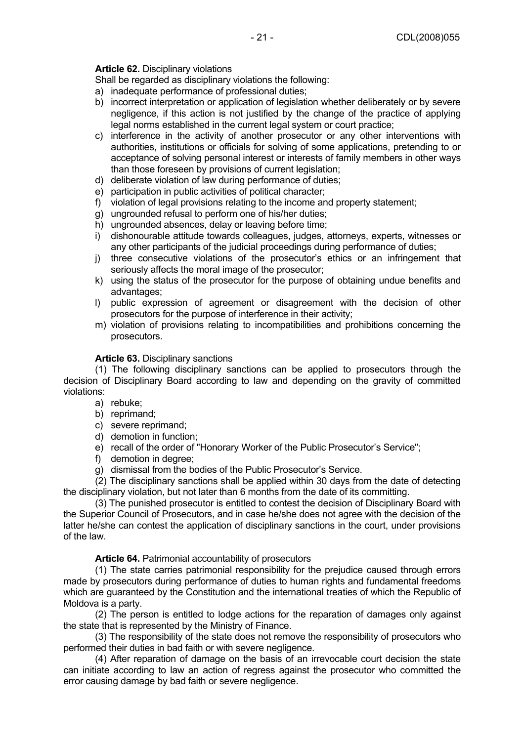**Article 62.** Disciplinary violations

Shall be regarded as disciplinary violations the following:

a) inadequate performance of professional duties;
b) incorrect interpretation or application of legislation whether deliberately or by severe negligence, if this action is not justified by the change of the practice of applying legal norms established in the current legal system or court practice;
c) interference in the activity of another prosecutor or any other interventions with authorities, institutions or officials for solving of some applications, pretending to or acceptance of solving personal interest or interests of family members in other ways than those foreseen by provisions of current legislation;
d) deliberate violation of law during performance of duties;
e) participation in public activities of political character;
f) violation of legal provisions relating to the income and property statement;
g) ungrounded refusal to perform one of his/her duties;
h) ungrounded absences, delay or leaving before time;
i) dishonourable attitude towards colleagues, judges, attorneys, experts, witnesses or any other participants of the judicial proceedings during performance of duties;
j) three consecutive violations of the prosecutor's ethics or an infringement that seriously affects the moral image of the prosecutor;
k) using the status of the prosecutor for the purpose of obtaining undue benefits and advantages;
l) public expression of agreement or disagreement with the decision of other prosecutors for the purpose of interference in their activity;
m) violation of provisions relating to incompatibilities and prohibitions concerning the prosecutors.

**Article 63.** Disciplinary sanctions

(1) The following disciplinary sanctions can be applied to prosecutors through the decision of Disciplinary Board according to law and depending on the gravity of committed violations:

a) rebuke;
b) reprimand;
c) severe reprimand;
d) demotion in function;
e) recall of the order of "Honorary Worker of the Public Prosecutor's Service";
f) demotion in degree;
g) dismissal from the bodies of the Public Prosecutor's Service.

(2) The disciplinary sanctions shall be applied within 30 days from the date of detecting the disciplinary violation, but not later than 6 months from the date of its committing.

(3) The punished prosecutor is entitled to contest the decision of Disciplinary Board with the Superior Council of Prosecutors, and in case he/she does not agree with the decision of the latter he/she can contest the application of disciplinary sanctions in the court, under provisions of the law.

**Article 64.** Patrimonial accountability of prosecutors

(1) The state carries patrimonial responsibility for the prejudice caused through errors made by prosecutors during performance of duties to human rights and fundamental freedoms which are guaranteed by the Constitution and the international treaties of which the Republic of Moldova is a party.

(2) The person is entitled to lodge actions for the reparation of damages only against the state that is represented by the Ministry of Finance.

(3) The responsibility of the state does not remove the responsibility of prosecutors who performed their duties in bad faith or with severe negligence.

(4) After reparation of damage on the basis of an irrevocable court decision the state can initiate according to law an action of regress against the prosecutor who committed the error causing damage by bad faith or severe negligence.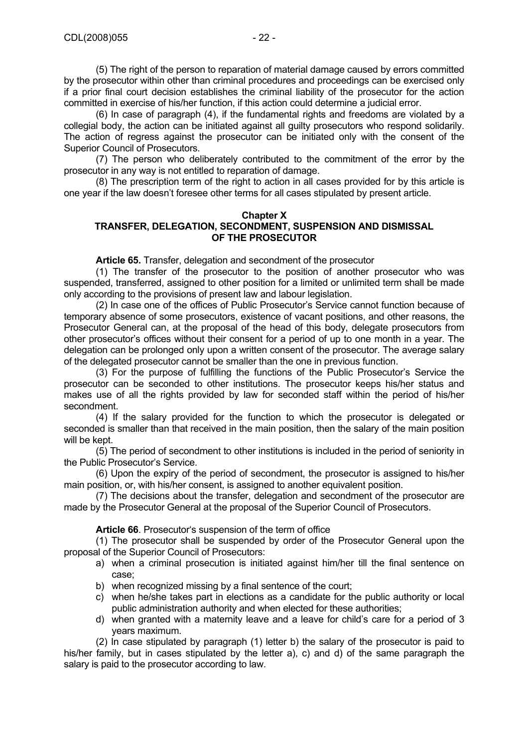(5) The right of the person to reparation of material damage caused by errors committed by the prosecutor within other than criminal procedures and proceedings can be exercised only if a prior final court decision establishes the criminal liability of the prosecutor for the action committed in exercise of his/her function, if this action could determine a judicial error.

(6) In case of paragraph (4), if the fundamental rights and freedoms are violated by a collegial body, the action can be initiated against all guilty prosecutors who respond solidarily. The action of regress against the prosecutor can be initiated only with the consent of the Superior Council of Prosecutors.

(7) The person who deliberately contributed to the commitment of the error by the prosecutor in any way is not entitled to reparation of damage.

(8) The prescription term of the right to action in all cases provided for by this article is one year if the law doesn't foresee other terms for all cases stipulated by present article.

## Chapter X
## TRANSFER, DELEGATION, SECONDMENT, SUSPENSION AND DISMISSAL OF THE PROSECUTOR

**Article 65.** Transfer, delegation and secondment of the prosecutor

(1) The transfer of the prosecutor to the position of another prosecutor who was suspended, transferred, assigned to other position for a limited or unlimited term shall be made only according to the provisions of present law and labour legislation.

(2) In case one of the offices of Public Prosecutor's Service cannot function because of temporary absence of some prosecutors, existence of vacant positions, and other reasons, the Prosecutor General can, at the proposal of the head of this body, delegate prosecutors from other prosecutor's offices without their consent for a period of up to one month in a year. The delegation can be prolonged only upon a written consent of the prosecutor. The average salary of the delegated prosecutor cannot be smaller than the one in previous function.

(3) For the purpose of fulfilling the functions of the Public Prosecutor's Service the prosecutor can be seconded to other institutions. The prosecutor keeps his/her status and makes use of all the rights provided by law for seconded staff within the period of his/her secondment.

(4) If the salary provided for the function to which the prosecutor is delegated or seconded is smaller than that received in the main position, then the salary of the main position will be kept.

(5) The period of secondment to other institutions is included in the period of seniority in the Public Prosecutor's Service.

(6) Upon the expiry of the period of secondment, the prosecutor is assigned to his/her main position, or, with his/her consent, is assigned to another equivalent position.

(7) The decisions about the transfer, delegation and secondment of the prosecutor are made by the Prosecutor General at the proposal of the Superior Council of Prosecutors.

**Article 66**. Prosecutor's suspension of the term of office

(1) The prosecutor shall be suspended by order of the Prosecutor General upon the proposal of the Superior Council of Prosecutors:

a) when a criminal prosecution is initiated against him/her till the final sentence on case;
b) when recognized missing by a final sentence of the court;
c) when he/she takes part in elections as a candidate for the public authority or local public administration authority and when elected for these authorities;
d) when granted with a maternity leave and a leave for child's care for a period of 3 years maximum.

(2) In case stipulated by paragraph (1) letter b) the salary of the prosecutor is paid to his/her family, but in cases stipulated by the letter a), c) and d) of the same paragraph the salary is paid to the prosecutor according to law.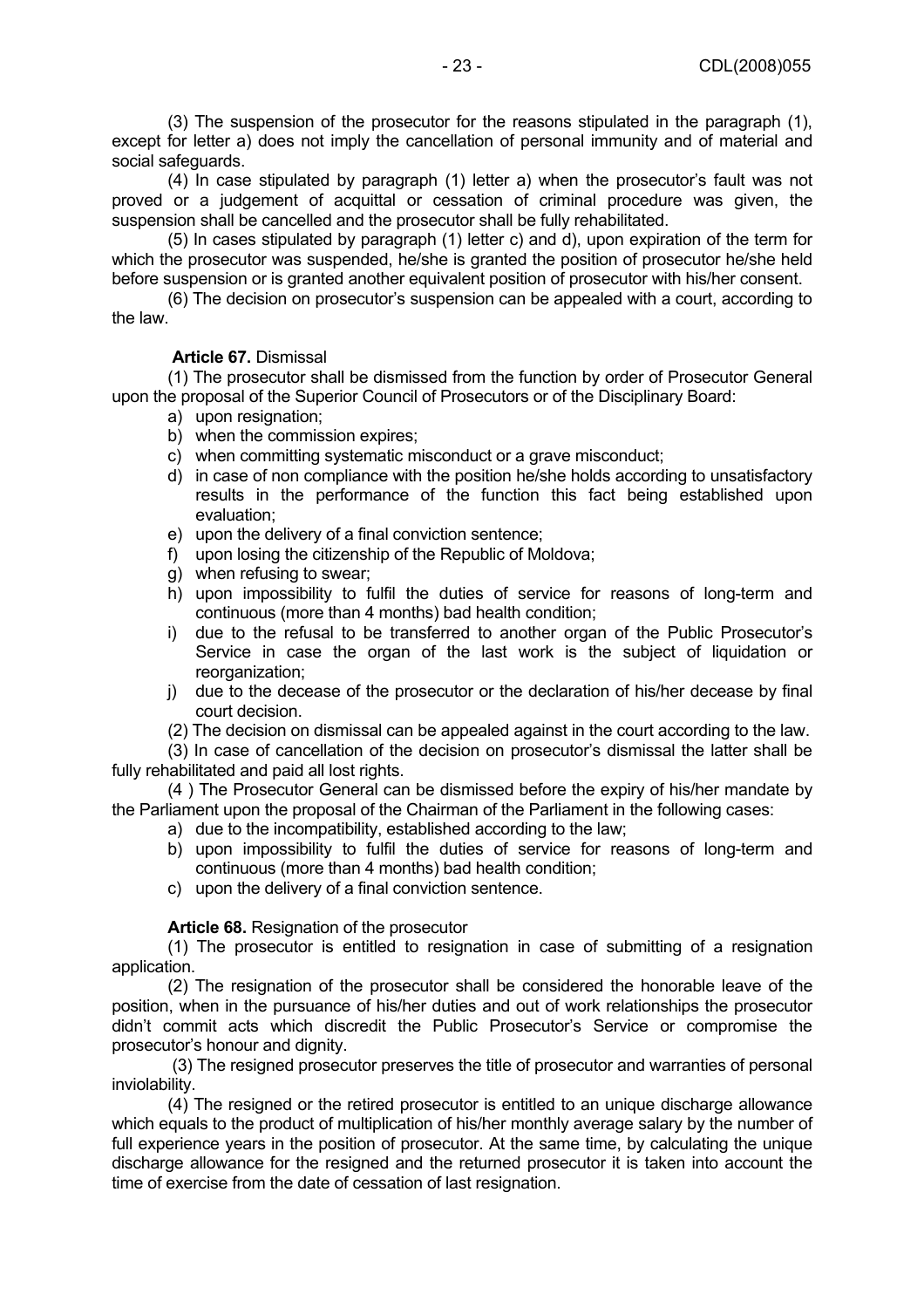(3) The suspension of the prosecutor for the reasons stipulated in the paragraph (1), except for letter a) does not imply the cancellation of personal immunity and of material and social safeguards.

(4) In case stipulated by paragraph (1) letter a) when the prosecutor's fault was not proved or a judgement of acquittal or cessation of criminal procedure was given, the suspension shall be cancelled and the prosecutor shall be fully rehabilitated.

(5) In cases stipulated by paragraph (1) letter c) and d), upon expiration of the term for which the prosecutor was suspended, he/she is granted the position of prosecutor he/she held before suspension or is granted another equivalent position of prosecutor with his/her consent.

(6) The decision on prosecutor's suspension can be appealed with a court, according to the law.

**Article 67.** Dismissal

(1) The prosecutor shall be dismissed from the function by order of Prosecutor General upon the proposal of the Superior Council of Prosecutors or of the Disciplinary Board:

a) upon resignation;
b) when the commission expires;
c) when committing systematic misconduct or a grave misconduct;
d) in case of non compliance with the position he/she holds according to unsatisfactory results in the performance of the function this fact being established upon evaluation;
e) upon the delivery of a final conviction sentence;
f) upon losing the citizenship of the Republic of Moldova;
g) when refusing to swear;
h) upon impossibility to fulfil the duties of service for reasons of long-term and continuous (more than 4 months) bad health condition;
i) due to the refusal to be transferred to another organ of the Public Prosecutor's Service in case the organ of the last work is the subject of liquidation or reorganization;
j) due to the decease of the prosecutor or the declaration of his/her decease by final court decision.

(2) The decision on dismissal can be appealed against in the court according to the law.

(3) In case of cancellation of the decision on prosecutor's dismissal the latter shall be fully rehabilitated and paid all lost rights.

(4 ) The Prosecutor General can be dismissed before the expiry of his/her mandate by the Parliament upon the proposal of the Chairman of the Parliament in the following cases:

a) due to the incompatibility, established according to the law;
b) upon impossibility to fulfil the duties of service for reasons of long-term and continuous (more than 4 months) bad health condition;
c) upon the delivery of a final conviction sentence.

**Article 68.** Resignation of the prosecutor

(1) The prosecutor is entitled to resignation in case of submitting of a resignation application.

(2) The resignation of the prosecutor shall be considered the honorable leave of the position, when in the pursuance of his/her duties and out of work relationships the prosecutor didn't commit acts which discredit the Public Prosecutor's Service or compromise the prosecutor's honour and dignity.

(3) The resigned prosecutor preserves the title of prosecutor and warranties of personal inviolability.

(4) The resigned or the retired prosecutor is entitled to an unique discharge allowance which equals to the product of multiplication of his/her monthly average salary by the number of full experience years in the position of prosecutor. At the same time, by calculating the unique discharge allowance for the resigned and the returned prosecutor it is taken into account the time of exercise from the date of cessation of last resignation.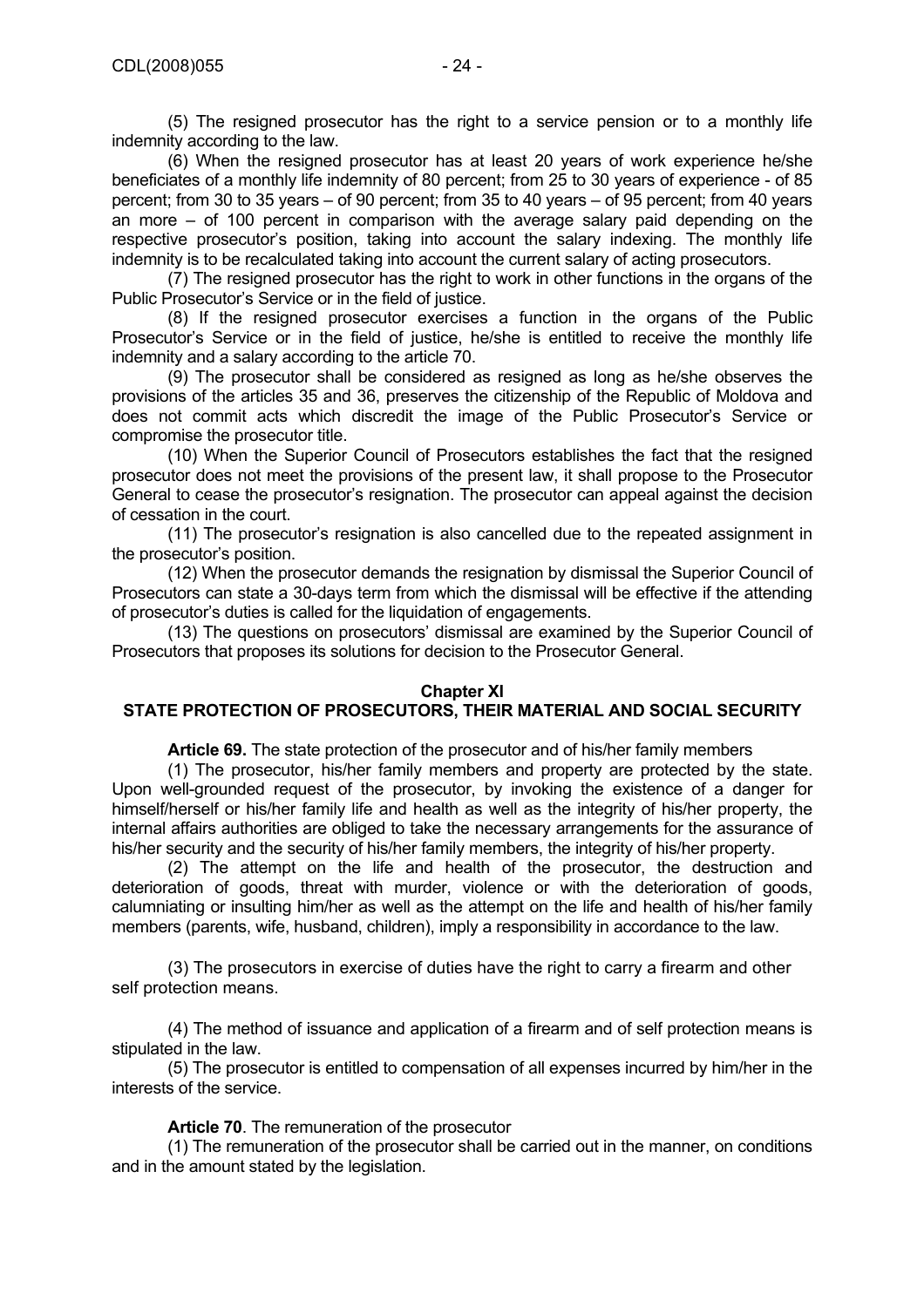(5) The resigned prosecutor has the right to a service pension or to a monthly life indemnity according to the law.

(6) When the resigned prosecutor has at least 20 years of work experience he/she beneficiates of a monthly life indemnity of 80 percent; from 25 to 30 years of experience - of 85 percent; from 30 to 35 years – of 90 percent; from 35 to 40 years – of 95 percent; from 40 years an more – of 100 percent in comparison with the average salary paid depending on the respective prosecutor's position, taking into account the salary indexing. The monthly life indemnity is to be recalculated taking into account the current salary of acting prosecutors.

(7) The resigned prosecutor has the right to work in other functions in the organs of the Public Prosecutor's Service or in the field of justice.

(8) If the resigned prosecutor exercises a function in the organs of the Public Prosecutor's Service or in the field of justice, he/she is entitled to receive the monthly life indemnity and a salary according to the article 70.

(9) The prosecutor shall be considered as resigned as long as he/she observes the provisions of the articles 35 and 36, preserves the citizenship of the Republic of Moldova and does not commit acts which discredit the image of the Public Prosecutor's Service or compromise the prosecutor title.

(10) When the Superior Council of Prosecutors establishes the fact that the resigned prosecutor does not meet the provisions of the present law, it shall propose to the Prosecutor General to cease the prosecutor's resignation. The prosecutor can appeal against the decision of cessation in the court.

(11) The prosecutor's resignation is also cancelled due to the repeated assignment in the prosecutor's position.

(12) When the prosecutor demands the resignation by dismissal the Superior Council of Prosecutors can state a 30-days term from which the dismissal will be effective if the attending of prosecutor's duties is called for the liquidation of engagements.

(13) The questions on prosecutors' dismissal are examined by the Superior Council of Prosecutors that proposes its solutions for decision to the Prosecutor General.

## Chapter XI
## STATE PROTECTION OF PROSECUTORS, THEIR MATERIAL AND SOCIAL SECURITY

**Article 69.** The state protection of the prosecutor and of his/her family members

(1) The prosecutor, his/her family members and property are protected by the state. Upon well-grounded request of the prosecutor, by invoking the existence of a danger for himself/herself or his/her family life and health as well as the integrity of his/her property, the internal affairs authorities are obliged to take the necessary arrangements for the assurance of his/her security and the security of his/her family members, the integrity of his/her property.

(2) The attempt on the life and health of the prosecutor, the destruction and deterioration of goods, threat with murder, violence or with the deterioration of goods, calumniating or insulting him/her as well as the attempt on the life and health of his/her family members (parents, wife, husband, children), imply a responsibility in accordance to the law.

(3) The prosecutors in exercise of duties have the right to carry a firearm and other self protection means.

(4) The method of issuance and application of a firearm and of self protection means is stipulated in the law.

(5) The prosecutor is entitled to compensation of all expenses incurred by him/her in the interests of the service.

**Article 70**. The remuneration of the prosecutor

(1) The remuneration of the prosecutor shall be carried out in the manner, on conditions and in the amount stated by the legislation.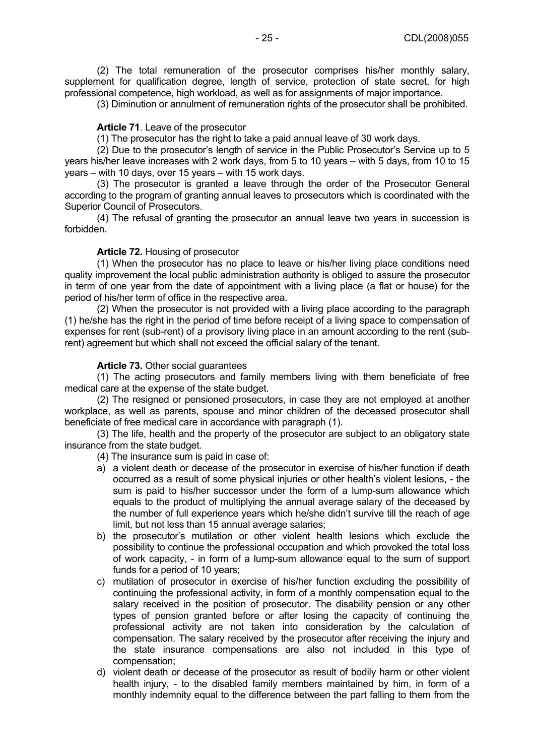(2) The total remuneration of the prosecutor comprises his/her monthly salary, supplement for qualification degree, length of service, protection of state secret, for high professional competence, high workload, as well as for assignments of major importance.

(3) Diminution or annulment of remuneration rights of the prosecutor shall be prohibited.

**Article 71**. Leave of the prosecutor

(1) The prosecutor has the right to take a paid annual leave of 30 work days.

(2) Due to the prosecutor's length of service in the Public Prosecutor's Service up to 5 years his/her leave increases with 2 work days, from 5 to 10 years – with 5 days, from 10 to 15 years – with 10 days, over 15 years – with 15 work days.

(3) The prosecutor is granted a leave through the order of the Prosecutor General according to the program of granting annual leaves to prosecutors which is coordinated with the Superior Council of Prosecutors.

(4) The refusal of granting the prosecutor an annual leave two years in succession is forbidden.

**Article 72.** Housing of prosecutor

(1) When the prosecutor has no place to leave or his/her living place conditions need quality improvement the local public administration authority is obliged to assure the prosecutor in term of one year from the date of appointment with a living place (a flat or house) for the period of his/her term of office in the respective area.

(2) When the prosecutor is not provided with a living place according to the paragraph (1) he/she has the right in the period of time before receipt of a living space to compensation of expenses for rent (sub-rent) of a provisory living place in an amount according to the rent (sub-rent) agreement but which shall not exceed the official salary of the tenant.

**Article 73.** Other social guarantees

(1) The acting prosecutors and family members living with them beneficiate of free medical care at the expense of the state budget.

(2) The resigned or pensioned prosecutors, in case they are not employed at another workplace, as well as parents, spouse and minor children of the deceased prosecutor shall beneficiate of free medical care in accordance with paragraph (1).

(3) The life, health and the property of the prosecutor are subject to an obligatory state insurance from the state budget.

(4) The insurance sum is paid in case of:

a) a violent death or decease of the prosecutor in exercise of his/her function if death occurred as a result of some physical injuries or other health's violent lesions, - the sum is paid to his/her successor under the form of a lump-sum allowance which equals to the product of multiplying the annual average salary of the deceased by the number of full experience years which he/she didn't survive till the reach of age limit, but not less than 15 annual average salaries;
b) the prosecutor's mutilation or other violent health lesions which exclude the possibility to continue the professional occupation and which provoked the total loss of work capacity, - in form of a lump-sum allowance equal to the sum of support funds for a period of 10 years;
c) mutilation of prosecutor in exercise of his/her function excluding the possibility of continuing the professional activity, in form of a monthly compensation equal to the salary received in the position of prosecutor. The disability pension or any other types of pension granted before or after losing the capacity of continuing the professional activity are not taken into consideration by the calculation of compensation. The salary received by the prosecutor after receiving the injury and the state insurance compensations are also not included in this type of compensation;
d) violent death or decease of the prosecutor as result of bodily harm or other violent health injury, - to the disabled family members maintained by him, in form of a monthly indemnity equal to the difference between the part falling to them from the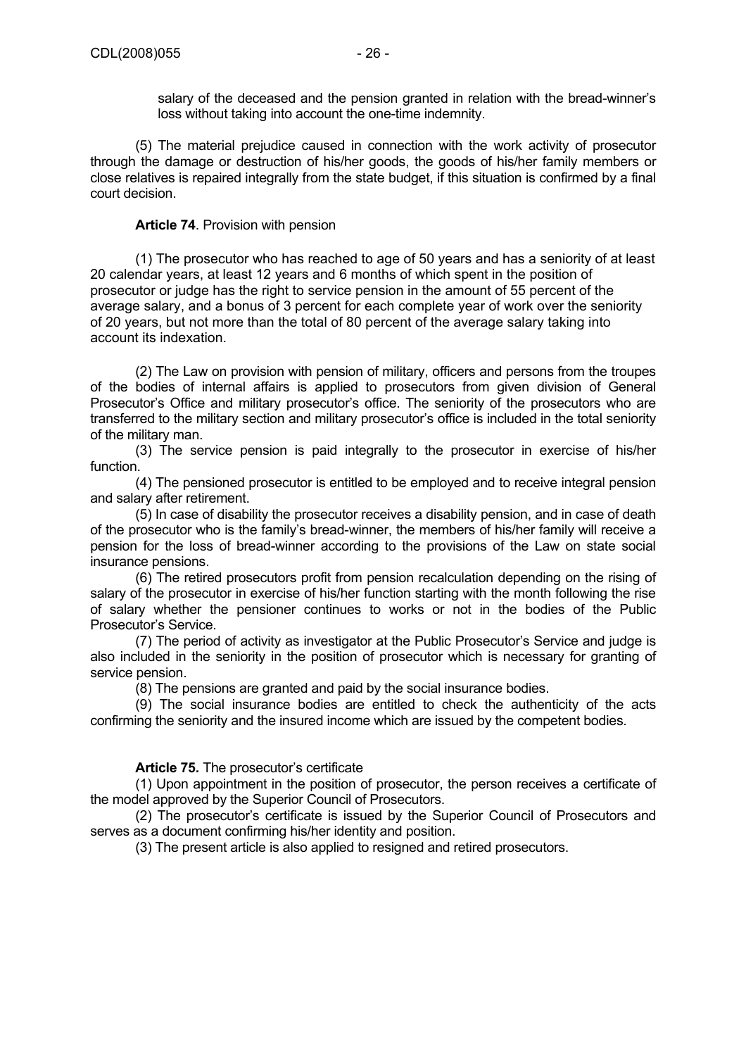salary of the deceased and the pension granted in relation with the bread-winner's loss without taking into account the one-time indemnity.

(5) The material prejudice caused in connection with the work activity of prosecutor through the damage or destruction of his/her goods, the goods of his/her family members or close relatives is repaired integrally from the state budget, if this situation is confirmed by a final court decision.

**Article 74**. Provision with pension

(1) The prosecutor who has reached to age of 50 years and has a seniority of at least 20 calendar years, at least 12 years and 6 months of which spent in the position of prosecutor or judge has the right to service pension in the amount of 55 percent of the average salary, and a bonus of 3 percent for each complete year of work over the seniority of 20 years, but not more than the total of 80 percent of the average salary taking into account its indexation.

(2) The Law on provision with pension of military, officers and persons from the troupes of the bodies of internal affairs is applied to prosecutors from given division of General Prosecutor's Office and military prosecutor's office. The seniority of the prosecutors who are transferred to the military section and military prosecutor's office is included in the total seniority of the military man.

(3) The service pension is paid integrally to the prosecutor in exercise of his/her function.

(4) The pensioned prosecutor is entitled to be employed and to receive integral pension and salary after retirement.

(5) In case of disability the prosecutor receives a disability pension, and in case of death of the prosecutor who is the family's bread-winner, the members of his/her family will receive a pension for the loss of bread-winner according to the provisions of the Law on state social insurance pensions.

(6) The retired prosecutors profit from pension recalculation depending on the rising of salary of the prosecutor in exercise of his/her function starting with the month following the rise of salary whether the pensioner continues to works or not in the bodies of the Public Prosecutor's Service.

(7) The period of activity as investigator at the Public Prosecutor's Service and judge is also included in the seniority in the position of prosecutor which is necessary for granting of service pension.

(8) The pensions are granted and paid by the social insurance bodies.

(9) The social insurance bodies are entitled to check the authenticity of the acts confirming the seniority and the insured income which are issued by the competent bodies.

**Article 75.** The prosecutor's certificate

(1) Upon appointment in the position of prosecutor, the person receives a certificate of the model approved by the Superior Council of Prosecutors.

(2) The prosecutor's certificate is issued by the Superior Council of Prosecutors and serves as a document confirming his/her identity and position.

(3) The present article is also applied to resigned and retired prosecutors.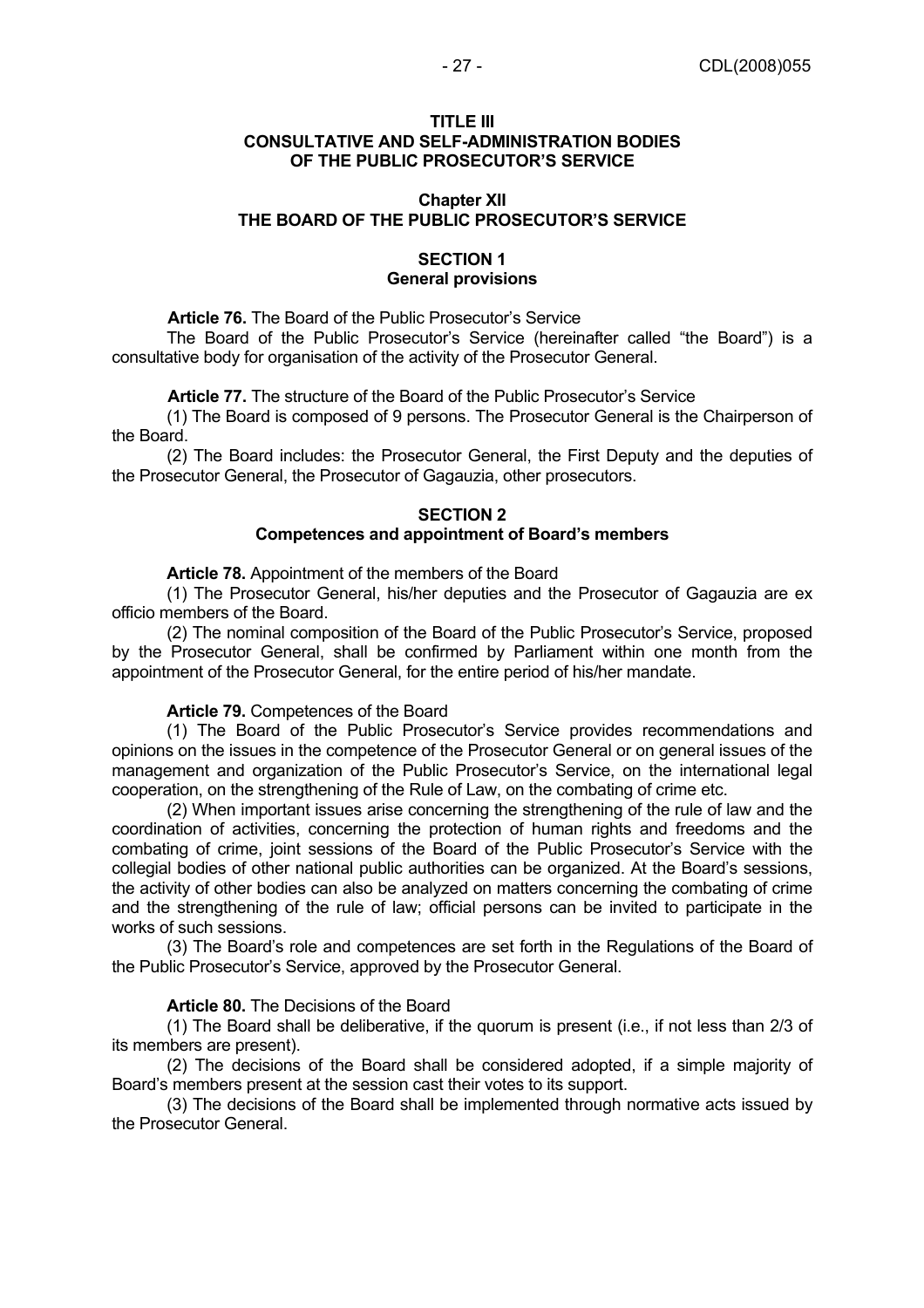**TITLE III**
**CONSULTATIVE AND SELF-ADMINISTRATION BODIES OF THE PUBLIC PROSECUTOR'S SERVICE**

**Chapter XII**
**THE BOARD OF THE PUBLIC PROSECUTOR'S SERVICE**

**SECTION 1**
**General provisions**

**Article 76.** The Board of the Public Prosecutor's Service

The Board of the Public Prosecutor's Service (hereinafter called "the Board") is a consultative body for organisation of the activity of the Prosecutor General.

**Article 77.** The structure of the Board of the Public Prosecutor's Service

(1) The Board is composed of 9 persons. The Prosecutor General is the Chairperson of the Board.

(2) The Board includes: the Prosecutor General, the First Deputy and the deputies of the Prosecutor General, the Prosecutor of Gagauzia, other prosecutors.

**SECTION 2**
**Competences and appointment of Board's members**

**Article 78.** Appointment of the members of the Board

(1) The Prosecutor General, his/her deputies and the Prosecutor of Gagauzia are ex officio members of the Board.

(2) The nominal composition of the Board of the Public Prosecutor's Service, proposed by the Prosecutor General, shall be confirmed by Parliament within one month from the appointment of the Prosecutor General, for the entire period of his/her mandate.

**Article 79.** Competences of the Board

(1) The Board of the Public Prosecutor's Service provides recommendations and opinions on the issues in the competence of the Prosecutor General or on general issues of the management and organization of the Public Prosecutor's Service, on the international legal cooperation, on the strengthening of the Rule of Law, on the combating of crime etc.

(2) When important issues arise concerning the strengthening of the rule of law and the coordination of activities, concerning the protection of human rights and freedoms and the combating of crime, joint sessions of the Board of the Public Prosecutor's Service with the collegial bodies of other national public authorities can be organized. At the Board's sessions, the activity of other bodies can also be analyzed on matters concerning the combating of crime and the strengthening of the rule of law; official persons can be invited to participate in the works of such sessions.

(3) The Board's role and competences are set forth in the Regulations of the Board of the Public Prosecutor's Service, approved by the Prosecutor General.

**Article 80.** The Decisions of the Board

(1) The Board shall be deliberative, if the quorum is present (i.e., if not less than 2/3 of its members are present).

(2) The decisions of the Board shall be considered adopted, if a simple majority of Board's members present at the session cast their votes to its support.

(3) The decisions of the Board shall be implemented through normative acts issued by the Prosecutor General.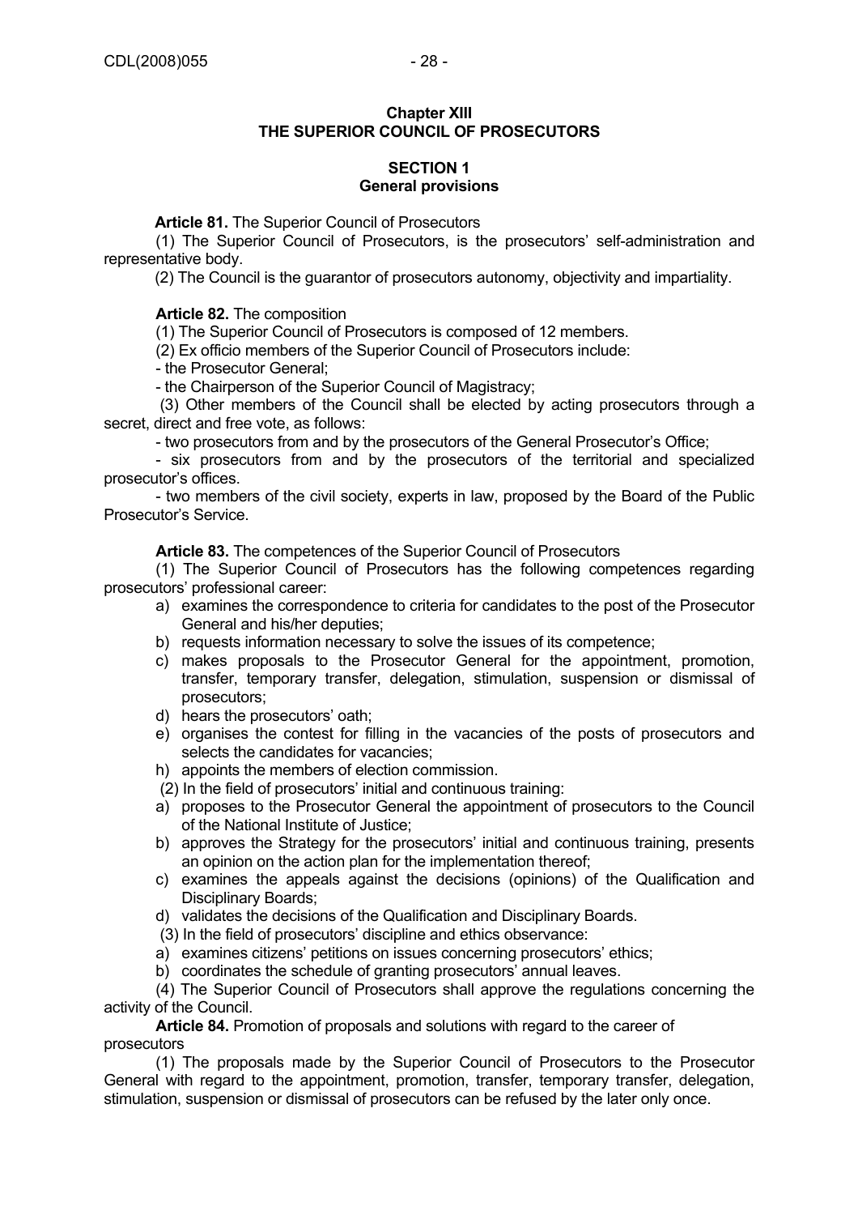## Chapter XIII
## THE SUPERIOR COUNCIL OF PROSECUTORS

### SECTION 1
### General provisions

**Article 81.** The Superior Council of Prosecutors

(1) The Superior Council of Prosecutors, is the prosecutors' self-administration and representative body.

(2) The Council is the guarantor of prosecutors autonomy, objectivity and impartiality.

**Article 82.** The composition

(1) The Superior Council of Prosecutors is composed of 12 members.

(2) Ex officio members of the Superior Council of Prosecutors include:

- the Prosecutor General;
- the Chairperson of the Superior Council of Magistracy;

(3) Other members of the Council shall be elected by acting prosecutors through a secret, direct and free vote, as follows:

- two prosecutors from and by the prosecutors of the General Prosecutor's Office;
- six prosecutors from and by the prosecutors of the territorial and specialized prosecutor's offices.
- two members of the civil society, experts in law, proposed by the Board of the Public Prosecutor's Service.

**Article 83.** The competences of the Superior Council of Prosecutors

(1) The Superior Council of Prosecutors has the following competences regarding prosecutors' professional career:

a) examines the correspondence to criteria for candidates to the post of the Prosecutor General and his/her deputies;
b) requests information necessary to solve the issues of its competence;
c) makes proposals to the Prosecutor General for the appointment, promotion, transfer, temporary transfer, delegation, stimulation, suspension or dismissal of prosecutors;
d) hears the prosecutors' oath;
e) organises the contest for filling in the vacancies of the posts of prosecutors and selects the candidates for vacancies;
h) appoints the members of election commission.

(2) In the field of prosecutors' initial and continuous training:

a) proposes to the Prosecutor General the appointment of prosecutors to the Council of the National Institute of Justice;
b) approves the Strategy for the prosecutors' initial and continuous training, presents an opinion on the action plan for the implementation thereof;
c) examines the appeals against the decisions (opinions) of the Qualification and Disciplinary Boards;
d) validates the decisions of the Qualification and Disciplinary Boards.

(3) In the field of prosecutors' discipline and ethics observance:

a) examines citizens' petitions on issues concerning prosecutors' ethics;
b) coordinates the schedule of granting prosecutors' annual leaves.

(4) The Superior Council of Prosecutors shall approve the regulations concerning the activity of the Council.

**Article 84.** Promotion of proposals and solutions with regard to the career of prosecutors

(1) The proposals made by the Superior Council of Prosecutors to the Prosecutor General with regard to the appointment, promotion, transfer, temporary transfer, delegation, stimulation, suspension or dismissal of prosecutors can be refused by the later only once.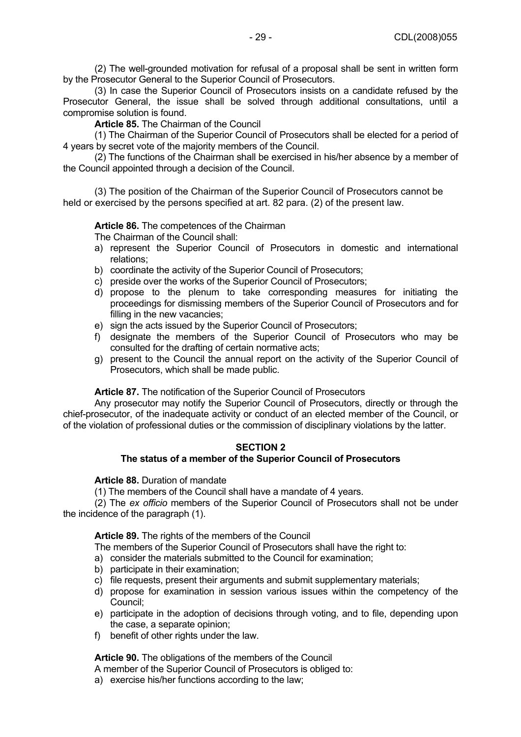(2) The well-grounded motivation for refusal of a proposal shall be sent in written form by the Prosecutor General to the Superior Council of Prosecutors.

(3) In case the Superior Council of Prosecutors insists on a candidate refused by the Prosecutor General, the issue shall be solved through additional consultations, until a compromise solution is found.

**Article 85.** The Chairman of the Council

(1) The Chairman of the Superior Council of Prosecutors shall be elected for a period of 4 years by secret vote of the majority members of the Council.

(2) The functions of the Chairman shall be exercised in his/her absence by a member of the Council appointed through a decision of the Council.

(3) The position of the Chairman of the Superior Council of Prosecutors cannot be held or exercised by the persons specified at art. 82 para. (2) of the present law.

**Article 86.** The competences of the Chairman

The Chairman of the Council shall:

a) represent the Superior Council of Prosecutors in domestic and international relations;
b) coordinate the activity of the Superior Council of Prosecutors;
c) preside over the works of the Superior Council of Prosecutors;
d) propose to the plenum to take corresponding measures for initiating the proceedings for dismissing members of the Superior Council of Prosecutors and for filling in the new vacancies;
e) sign the acts issued by the Superior Council of Prosecutors;
f) designate the members of the Superior Council of Prosecutors who may be consulted for the drafting of certain normative acts;
g) present to the Council the annual report on the activity of the Superior Council of Prosecutors, which shall be made public.

**Article 87.** The notification of the Superior Council of Prosecutors

Any prosecutor may notify the Superior Council of Prosecutors, directly or through the chief-prosecutor, of the inadequate activity or conduct of an elected member of the Council, or of the violation of professional duties or the commission of disciplinary violations by the latter.

## SECTION 2
## The status of a member of the Superior Council of Prosecutors

**Article 88.** Duration of mandate

(1) The members of the Council shall have a mandate of 4 years.

(2) The *ex officio* members of the Superior Council of Prosecutors shall not be under the incidence of the paragraph (1).

**Article 89.** The rights of the members of the Council

The members of the Superior Council of Prosecutors shall have the right to:

a) consider the materials submitted to the Council for examination;
b) participate in their examination;
c) file requests, present their arguments and submit supplementary materials;
d) propose for examination in session various issues within the competency of the Council;
e) participate in the adoption of decisions through voting, and to file, depending upon the case, a separate opinion;
f) benefit of other rights under the law.

**Article 90.** The obligations of the members of the Council

A member of the Superior Council of Prosecutors is obliged to:

a) exercise his/her functions according to the law;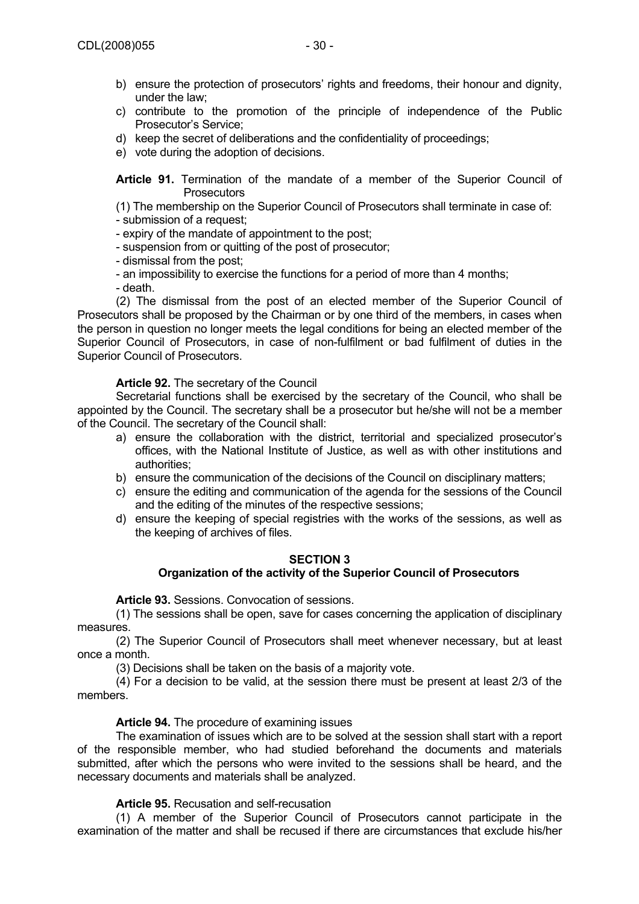b) ensure the protection of prosecutors' rights and freedoms, their honour and dignity, under the law;
c) contribute to the promotion of the principle of independence of the Public Prosecutor's Service;
d) keep the secret of deliberations and the confidentiality of proceedings;
e) vote during the adoption of decisions.

**Article 91.** Termination of the mandate of a member of the Superior Council of Prosecutors

(1) The membership on the Superior Council of Prosecutors shall terminate in case of:
- submission of a request;
- expiry of the mandate of appointment to the post;
- suspension from or quitting of the post of prosecutor;
- dismissal from the post;
- an impossibility to exercise the functions for a period of more than 4 months;
- death.

(2) The dismissal from the post of an elected member of the Superior Council of Prosecutors shall be proposed by the Chairman or by one third of the members, in cases when the person in question no longer meets the legal conditions for being an elected member of the Superior Council of Prosecutors, in case of non-fulfilment or bad fulfilment of duties in the Superior Council of Prosecutors.

**Article 92.** The secretary of the Council

Secretarial functions shall be exercised by the secretary of the Council, who shall be appointed by the Council. The secretary shall be a prosecutor but he/she will not be a member of the Council. The secretary of the Council shall:

a) ensure the collaboration with the district, territorial and specialized prosecutor's offices, with the National Institute of Justice, as well as with other institutions and authorities;
b) ensure the communication of the decisions of the Council on disciplinary matters;
c) ensure the editing and communication of the agenda for the sessions of the Council and the editing of the minutes of the respective sessions;
d) ensure the keeping of special registries with the works of the sessions, as well as the keeping of archives of files.

## SECTION 3
## Organization of the activity of the Superior Council of Prosecutors

**Article 93.** Sessions. Convocation of sessions.

(1) The sessions shall be open, save for cases concerning the application of disciplinary measures.

(2) The Superior Council of Prosecutors shall meet whenever necessary, but at least once a month.

(3) Decisions shall be taken on the basis of a majority vote.

(4) For a decision to be valid, at the session there must be present at least 2/3 of the members.

**Article 94.** The procedure of examining issues

The examination of issues which are to be solved at the session shall start with a report of the responsible member, who had studied beforehand the documents and materials submitted, after which the persons who were invited to the sessions shall be heard, and the necessary documents and materials shall be analyzed.

**Article 95.** Recusation and self-recusation

(1) A member of the Superior Council of Prosecutors cannot participate in the examination of the matter and shall be recused if there are circumstances that exclude his/her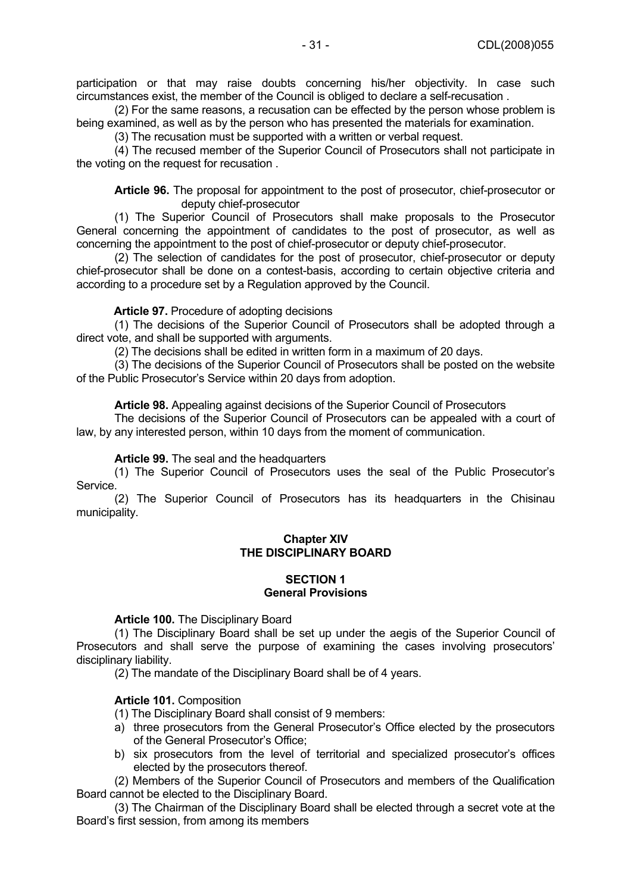participation or that may raise doubts concerning his/her objectivity. In case such circumstances exist, the member of the Council is obliged to declare a self-recusation .

(2) For the same reasons, a recusation can be effected by the person whose problem is being examined, as well as by the person who has presented the materials for examination.

(3) The recusation must be supported with a written or verbal request.

(4) The recused member of the Superior Council of Prosecutors shall not participate in the voting on the request for recusation .

**Article 96.** The proposal for appointment to the post of prosecutor, chief-prosecutor or deputy chief-prosecutor

(1) The Superior Council of Prosecutors shall make proposals to the Prosecutor General concerning the appointment of candidates to the post of prosecutor, as well as concerning the appointment to the post of chief-prosecutor or deputy chief-prosecutor.

(2) The selection of candidates for the post of prosecutor, chief-prosecutor or deputy chief-prosecutor shall be done on a contest-basis, according to certain objective criteria and according to a procedure set by a Regulation approved by the Council.

**Article 97.** Procedure of adopting decisions

(1) The decisions of the Superior Council of Prosecutors shall be adopted through a direct vote, and shall be supported with arguments.

(2) The decisions shall be edited in written form in a maximum of 20 days.

(3) The decisions of the Superior Council of Prosecutors shall be posted on the website of the Public Prosecutor's Service within 20 days from adoption.

**Article 98.** Appealing against decisions of the Superior Council of Prosecutors

The decisions of the Superior Council of Prosecutors can be appealed with a court of law, by any interested person, within 10 days from the moment of communication.

**Article 99.** The seal and the headquarters

(1) The Superior Council of Prosecutors uses the seal of the Public Prosecutor's Service.

(2) The Superior Council of Prosecutors has its headquarters in the Chisinau municipality.

## Chapter XIV
## THE DISCIPLINARY BOARD

### SECTION 1
### General Provisions

**Article 100.** The Disciplinary Board

(1) The Disciplinary Board shall be set up under the aegis of the Superior Council of Prosecutors and shall serve the purpose of examining the cases involving prosecutors' disciplinary liability.

(2) The mandate of the Disciplinary Board shall be of 4 years.

**Article 101.** Composition

(1) The Disciplinary Board shall consist of 9 members:

a) three prosecutors from the General Prosecutor's Office elected by the prosecutors of the General Prosecutor's Office;
b) six prosecutors from the level of territorial and specialized prosecutor's offices elected by the prosecutors thereof.

(2) Members of the Superior Council of Prosecutors and members of the Qualification Board cannot be elected to the Disciplinary Board.

(3) The Chairman of the Disciplinary Board shall be elected through a secret vote at the Board's first session, from among its members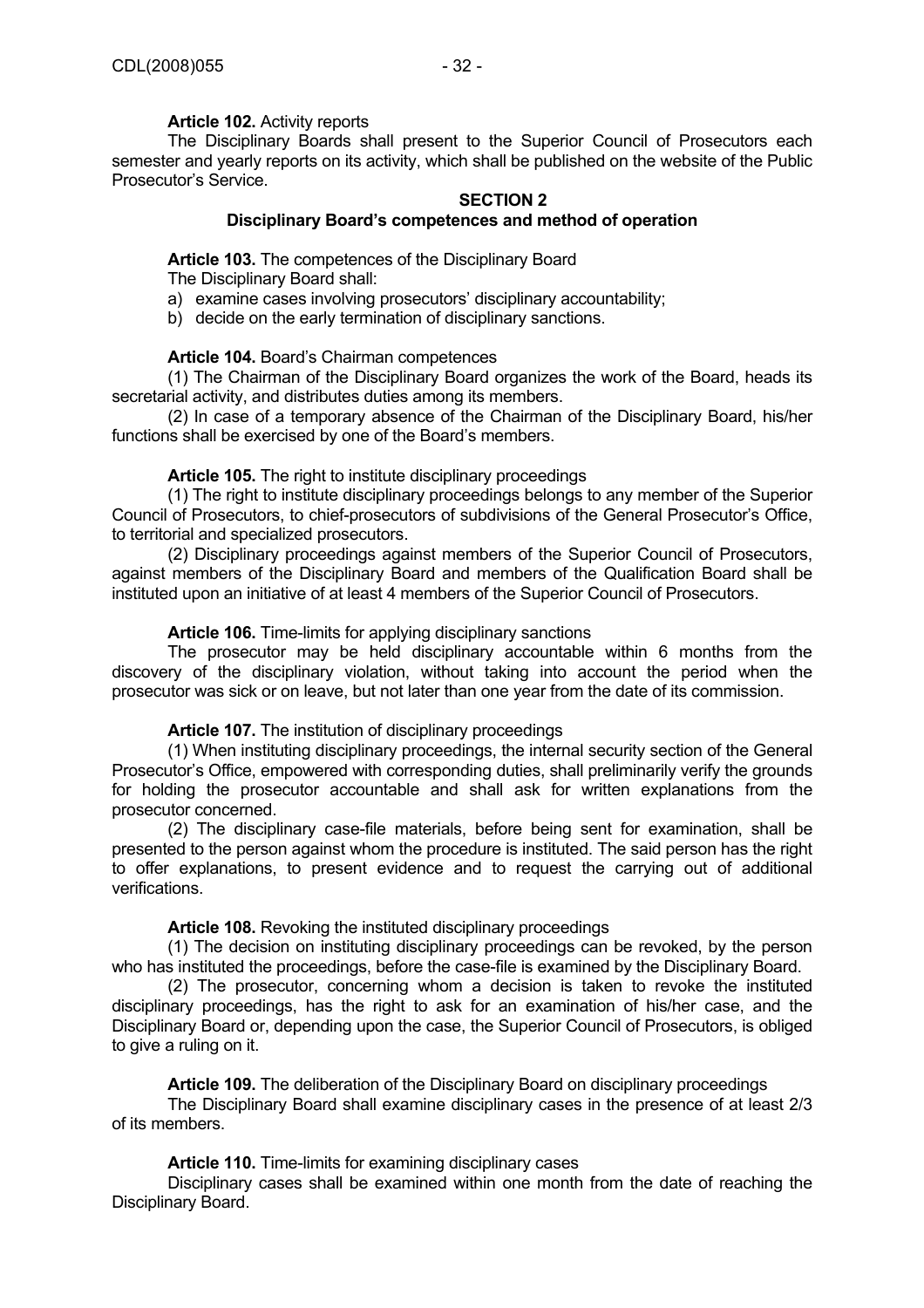**Article 102.** Activity reports

The Disciplinary Boards shall present to the Superior Council of Prosecutors each semester and yearly reports on its activity, which shall be published on the website of the Public Prosecutor's Service.

## SECTION 2
## Disciplinary Board's competences and method of operation

**Article 103.** The competences of the Disciplinary Board

The Disciplinary Board shall:

a) examine cases involving prosecutors' disciplinary accountability;
b) decide on the early termination of disciplinary sanctions.

**Article 104.** Board's Chairman competences

(1) The Chairman of the Disciplinary Board organizes the work of the Board, heads its secretarial activity, and distributes duties among its members.

(2) In case of a temporary absence of the Chairman of the Disciplinary Board, his/her functions shall be exercised by one of the Board's members.

**Article 105.** The right to institute disciplinary proceedings

(1) The right to institute disciplinary proceedings belongs to any member of the Superior Council of Prosecutors, to chief-prosecutors of subdivisions of the General Prosecutor's Office, to territorial and specialized prosecutors.

(2) Disciplinary proceedings against members of the Superior Council of Prosecutors, against members of the Disciplinary Board and members of the Qualification Board shall be instituted upon an initiative of at least 4 members of the Superior Council of Prosecutors.

**Article 106.** Time-limits for applying disciplinary sanctions

The prosecutor may be held disciplinary accountable within 6 months from the discovery of the disciplinary violation, without taking into account the period when the prosecutor was sick or on leave, but not later than one year from the date of its commission.

**Article 107.** The institution of disciplinary proceedings

(1) When instituting disciplinary proceedings, the internal security section of the General Prosecutor's Office, empowered with corresponding duties, shall preliminarily verify the grounds for holding the prosecutor accountable and shall ask for written explanations from the prosecutor concerned.

(2) The disciplinary case-file materials, before being sent for examination, shall be presented to the person against whom the procedure is instituted. The said person has the right to offer explanations, to present evidence and to request the carrying out of additional verifications.

**Article 108.** Revoking the instituted disciplinary proceedings

(1) The decision on instituting disciplinary proceedings can be revoked, by the person who has instituted the proceedings, before the case-file is examined by the Disciplinary Board.

(2) The prosecutor, concerning whom a decision is taken to revoke the instituted disciplinary proceedings, has the right to ask for an examination of his/her case, and the Disciplinary Board or, depending upon the case, the Superior Council of Prosecutors, is obliged to give a ruling on it.

**Article 109.** The deliberation of the Disciplinary Board on disciplinary proceedings

The Disciplinary Board shall examine disciplinary cases in the presence of at least 2/3 of its members.

**Article 110.** Time-limits for examining disciplinary cases

Disciplinary cases shall be examined within one month from the date of reaching the Disciplinary Board.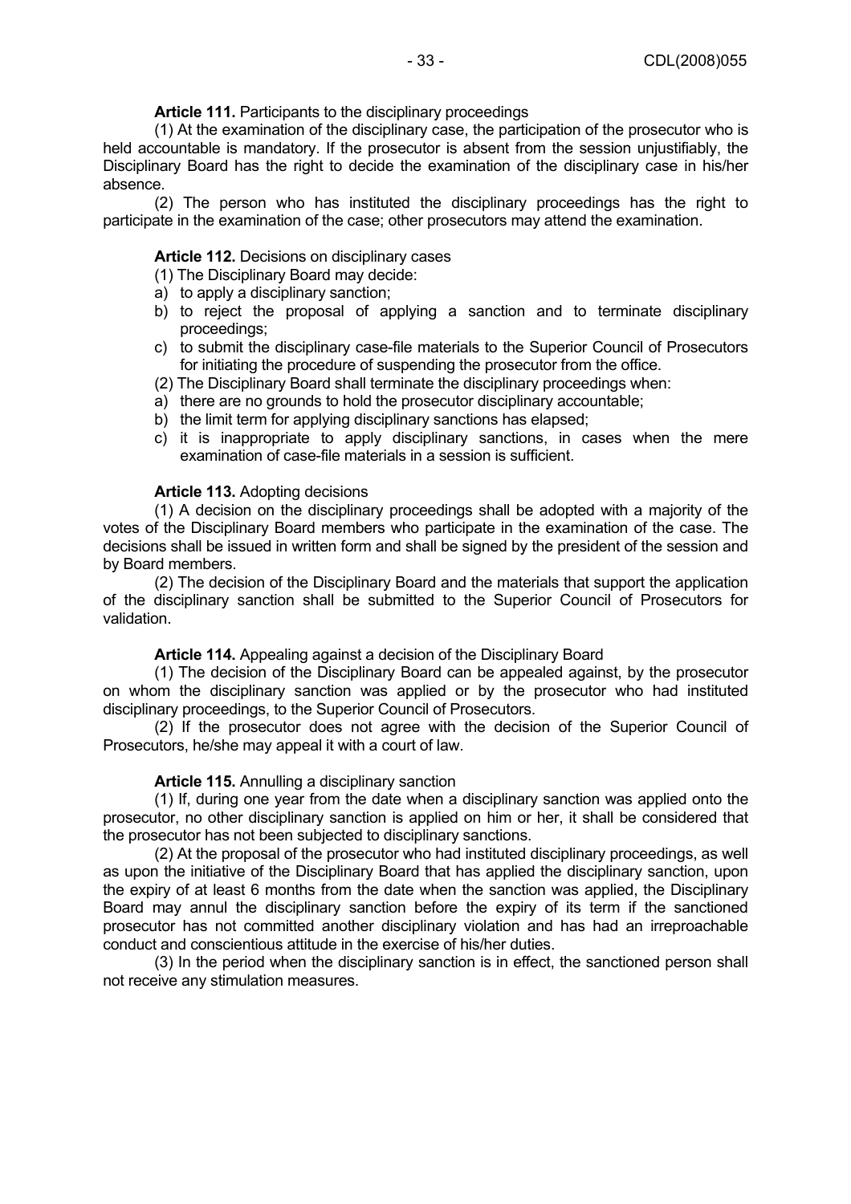**Article 111.** Participants to the disciplinary proceedings

(1) At the examination of the disciplinary case, the participation of the prosecutor who is held accountable is mandatory. If the prosecutor is absent from the session unjustifiably, the Disciplinary Board has the right to decide the examination of the disciplinary case in his/her absence.

(2) The person who has instituted the disciplinary proceedings has the right to participate in the examination of the case; other prosecutors may attend the examination.

**Article 112.** Decisions on disciplinary cases

(1) The Disciplinary Board may decide:

a) to apply a disciplinary sanction;
b) to reject the proposal of applying a sanction and to terminate disciplinary proceedings;
c) to submit the disciplinary case-file materials to the Superior Council of Prosecutors for initiating the procedure of suspending the prosecutor from the office.

(2) The Disciplinary Board shall terminate the disciplinary proceedings when:

a) there are no grounds to hold the prosecutor disciplinary accountable;
b) the limit term for applying disciplinary sanctions has elapsed;
c) it is inappropriate to apply disciplinary sanctions, in cases when the mere examination of case-file materials in a session is sufficient.

**Article 113.** Adopting decisions

(1) A decision on the disciplinary proceedings shall be adopted with a majority of the votes of the Disciplinary Board members who participate in the examination of the case. The decisions shall be issued in written form and shall be signed by the president of the session and by Board members.

(2) The decision of the Disciplinary Board and the materials that support the application of the disciplinary sanction shall be submitted to the Superior Council of Prosecutors for validation.

**Article 114.** Appealing against a decision of the Disciplinary Board

(1) The decision of the Disciplinary Board can be appealed against, by the prosecutor on whom the disciplinary sanction was applied or by the prosecutor who had instituted disciplinary proceedings, to the Superior Council of Prosecutors.

(2) If the prosecutor does not agree with the decision of the Superior Council of Prosecutors, he/she may appeal it with a court of law.

**Article 115.** Annulling a disciplinary sanction

(1) If, during one year from the date when a disciplinary sanction was applied onto the prosecutor, no other disciplinary sanction is applied on him or her, it shall be considered that the prosecutor has not been subjected to disciplinary sanctions.

(2) At the proposal of the prosecutor who had instituted disciplinary proceedings, as well as upon the initiative of the Disciplinary Board that has applied the disciplinary sanction, upon the expiry of at least 6 months from the date when the sanction was applied, the Disciplinary Board may annul the disciplinary sanction before the expiry of its term if the sanctioned prosecutor has not committed another disciplinary violation and has had an irreproachable conduct and conscientious attitude in the exercise of his/her duties.

(3) In the period when the disciplinary sanction is in effect, the sanctioned person shall not receive any stimulation measures.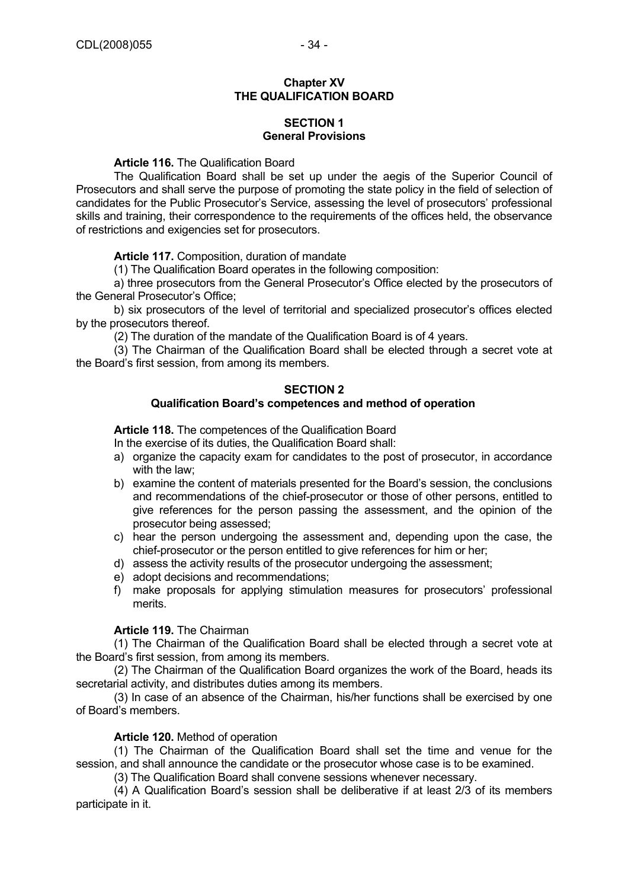## Chapter XV
## THE QUALIFICATION BOARD

### SECTION 1
### General Provisions

**Article 116.** The Qualification Board

The Qualification Board shall be set up under the aegis of the Superior Council of Prosecutors and shall serve the purpose of promoting the state policy in the field of selection of candidates for the Public Prosecutor's Service, assessing the level of prosecutors' professional skills and training, their correspondence to the requirements of the offices held, the observance of restrictions and exigencies set for prosecutors.

**Article 117.** Composition, duration of mandate

(1) The Qualification Board operates in the following composition:

a) three prosecutors from the General Prosecutor's Office elected by the prosecutors of the General Prosecutor's Office;

b) six prosecutors of the level of territorial and specialized prosecutor's offices elected by the prosecutors thereof.

(2) The duration of the mandate of the Qualification Board is of 4 years.

(3) The Chairman of the Qualification Board shall be elected through a secret vote at the Board's first session, from among its members.

### SECTION 2
### Qualification Board's competences and method of operation

**Article 118.** The competences of the Qualification Board

In the exercise of its duties, the Qualification Board shall:

a) organize the capacity exam for candidates to the post of prosecutor, in accordance with the law;
b) examine the content of materials presented for the Board's session, the conclusions and recommendations of the chief-prosecutor or those of other persons, entitled to give references for the person passing the assessment, and the opinion of the prosecutor being assessed;
c) hear the person undergoing the assessment and, depending upon the case, the chief-prosecutor or the person entitled to give references for him or her;
d) assess the activity results of the prosecutor undergoing the assessment;
e) adopt decisions and recommendations;
f) make proposals for applying stimulation measures for prosecutors' professional merits.

**Article 119.** The Chairman

(1) The Chairman of the Qualification Board shall be elected through a secret vote at the Board's first session, from among its members.

(2) The Chairman of the Qualification Board organizes the work of the Board, heads its secretarial activity, and distributes duties among its members.

(3) In case of an absence of the Chairman, his/her functions shall be exercised by one of Board's members.

**Article 120.** Method of operation

(1) The Chairman of the Qualification Board shall set the time and venue for the session, and shall announce the candidate or the prosecutor whose case is to be examined.

(3) The Qualification Board shall convene sessions whenever necessary.

(4) A Qualification Board's session shall be deliberative if at least 2/3 of its members participate in it.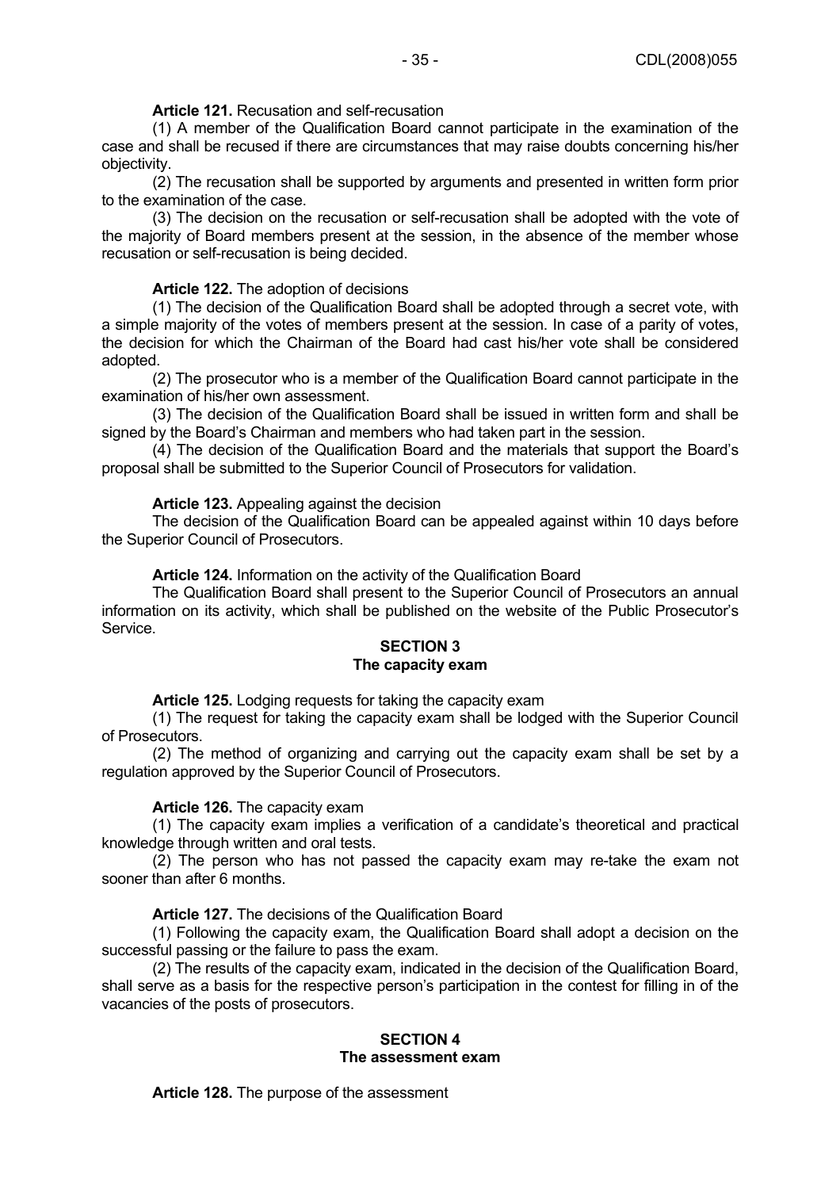**Article 121.** Recusation and self-recusation

(1) A member of the Qualification Board cannot participate in the examination of the case and shall be recused if there are circumstances that may raise doubts concerning his/her objectivity.

(2) The recusation shall be supported by arguments and presented in written form prior to the examination of the case.

(3) The decision on the recusation or self-recusation shall be adopted with the vote of the majority of Board members present at the session, in the absence of the member whose recusation or self-recusation is being decided.

**Article 122.** The adoption of decisions

(1) The decision of the Qualification Board shall be adopted through a secret vote, with a simple majority of the votes of members present at the session. In case of a parity of votes, the decision for which the Chairman of the Board had cast his/her vote shall be considered adopted.

(2) The prosecutor who is a member of the Qualification Board cannot participate in the examination of his/her own assessment.

(3) The decision of the Qualification Board shall be issued in written form and shall be signed by the Board's Chairman and members who had taken part in the session.

(4) The decision of the Qualification Board and the materials that support the Board's proposal shall be submitted to the Superior Council of Prosecutors for validation.

**Article 123.** Appealing against the decision

The decision of the Qualification Board can be appealed against within 10 days before the Superior Council of Prosecutors.

**Article 124.** Information on the activity of the Qualification Board

The Qualification Board shall present to the Superior Council of Prosecutors an annual information on its activity, which shall be published on the website of the Public Prosecutor's Service.

## SECTION 3
## The capacity exam

**Article 125.** Lodging requests for taking the capacity exam

(1) The request for taking the capacity exam shall be lodged with the Superior Council of Prosecutors.

(2) The method of organizing and carrying out the capacity exam shall be set by a regulation approved by the Superior Council of Prosecutors.

**Article 126.** The capacity exam

(1) The capacity exam implies a verification of a candidate's theoretical and practical knowledge through written and oral tests.

(2) The person who has not passed the capacity exam may re-take the exam not sooner than after 6 months.

**Article 127.** The decisions of the Qualification Board

(1) Following the capacity exam, the Qualification Board shall adopt a decision on the successful passing or the failure to pass the exam.

(2) The results of the capacity exam, indicated in the decision of the Qualification Board, shall serve as a basis for the respective person's participation in the contest for filling in of the vacancies of the posts of prosecutors.

## SECTION 4
## The assessment exam

**Article 128.** The purpose of the assessment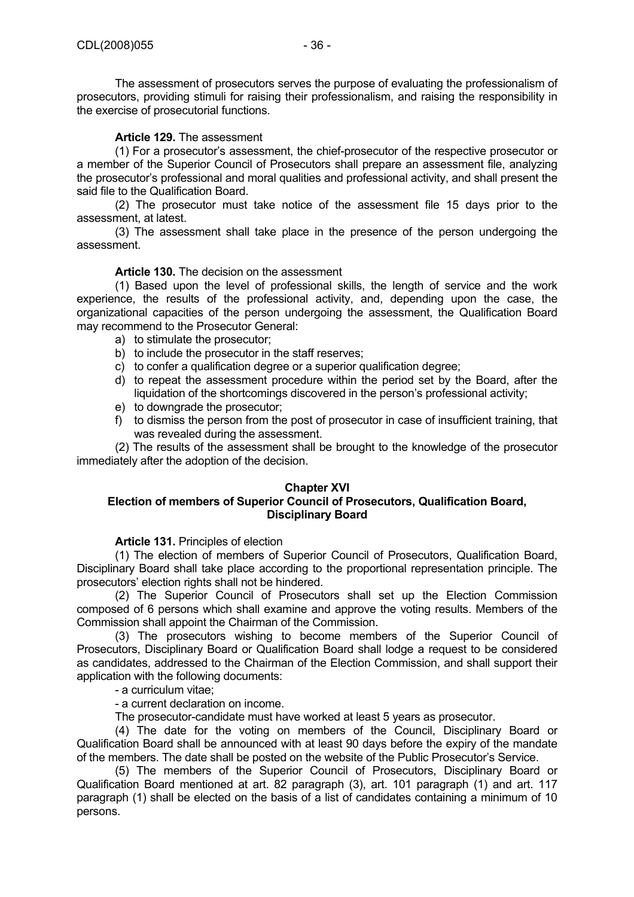The assessment of prosecutors serves the purpose of evaluating the professionalism of prosecutors, providing stimuli for raising their professionalism, and raising the responsibility in the exercise of prosecutorial functions.

**Article 129.** The assessment

(1) For a prosecutor's assessment, the chief-prosecutor of the respective prosecutor or a member of the Superior Council of Prosecutors shall prepare an assessment file, analyzing the prosecutor's professional and moral qualities and professional activity, and shall present the said file to the Qualification Board.

(2) The prosecutor must take notice of the assessment file 15 days prior to the assessment, at latest.

(3) The assessment shall take place in the presence of the person undergoing the assessment.

**Article 130.** The decision on the assessment

(1) Based upon the level of professional skills, the length of service and the work experience, the results of the professional activity, and, depending upon the case, the organizational capacities of the person undergoing the assessment, the Qualification Board may recommend to the Prosecutor General:

a) to stimulate the prosecutor;
b) to include the prosecutor in the staff reserves;
c) to confer a qualification degree or a superior qualification degree;
d) to repeat the assessment procedure within the period set by the Board, after the liquidation of the shortcomings discovered in the person's professional activity;
e) to downgrade the prosecutor;
f) to dismiss the person from the post of prosecutor in case of insufficient training, that was revealed during the assessment.

(2) The results of the assessment shall be brought to the knowledge of the prosecutor immediately after the adoption of the decision.

## Chapter XVI
## Election of members of Superior Council of Prosecutors, Qualification Board, Disciplinary Board

**Article 131.** Principles of election

(1) The election of members of Superior Council of Prosecutors, Qualification Board, Disciplinary Board shall take place according to the proportional representation principle. The prosecutors' election rights shall not be hindered.

(2) The Superior Council of Prosecutors shall set up the Election Commission composed of 6 persons which shall examine and approve the voting results. Members of the Commission shall appoint the Chairman of the Commission.

(3) The prosecutors wishing to become members of the Superior Council of Prosecutors, Disciplinary Board or Qualification Board shall lodge a request to be considered as candidates, addressed to the Chairman of the Election Commission, and shall support their application with the following documents:

- a curriculum vitae;
- a current declaration on income.

The prosecutor-candidate must have worked at least 5 years as prosecutor.

(4) The date for the voting on members of the Council, Disciplinary Board or Qualification Board shall be announced with at least 90 days before the expiry of the mandate of the members. The date shall be posted on the website of the Public Prosecutor's Service.

(5) The members of the Superior Council of Prosecutors, Disciplinary Board or Qualification Board mentioned at art. 82 paragraph (3), art. 101 paragraph (1) and art. 117 paragraph (1) shall be elected on the basis of a list of candidates containing a minimum of 10 persons.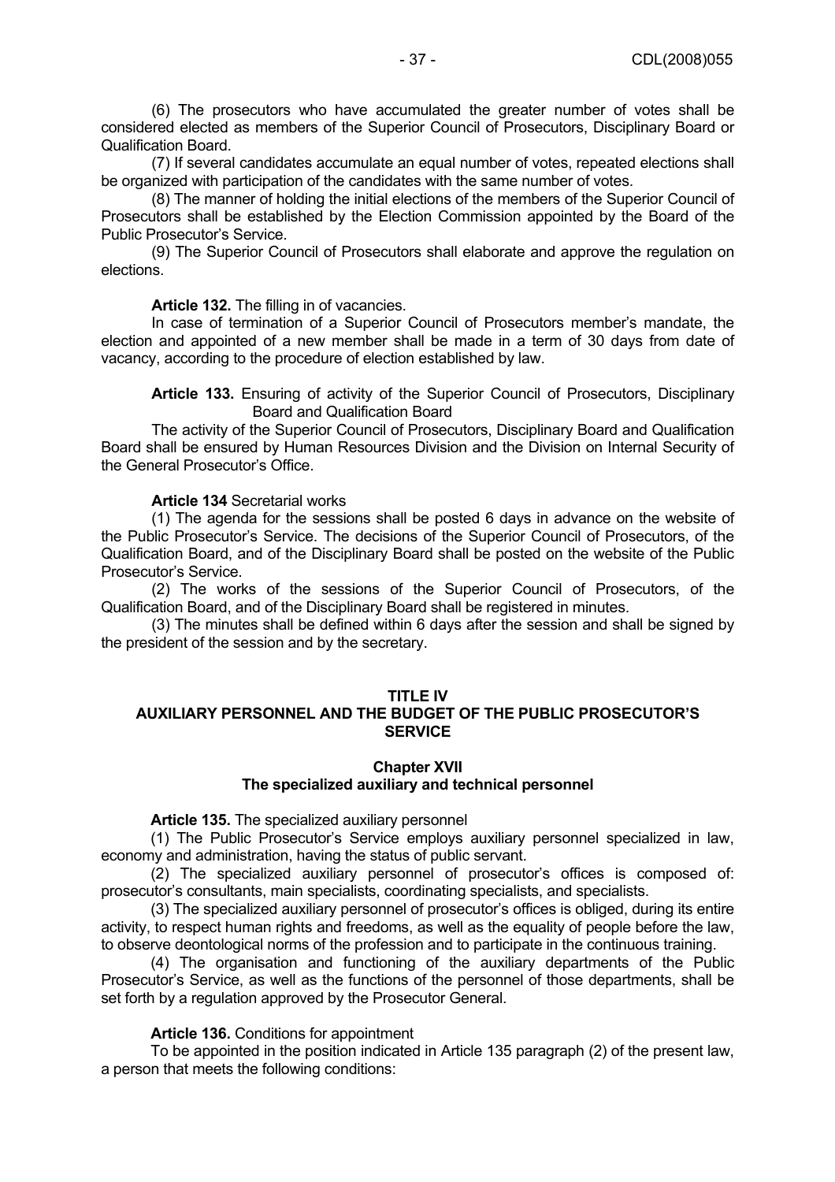(6) The prosecutors who have accumulated the greater number of votes shall be considered elected as members of the Superior Council of Prosecutors, Disciplinary Board or Qualification Board.

(7) If several candidates accumulate an equal number of votes, repeated elections shall be organized with participation of the candidates with the same number of votes.

(8) The manner of holding the initial elections of the members of the Superior Council of Prosecutors shall be established by the Election Commission appointed by the Board of the Public Prosecutor's Service.

(9) The Superior Council of Prosecutors shall elaborate and approve the regulation on elections.

**Article 132.** The filling in of vacancies.

In case of termination of a Superior Council of Prosecutors member's mandate, the election and appointed of a new member shall be made in a term of 30 days from date of vacancy, according to the procedure of election established by law.

**Article 133.** Ensuring of activity of the Superior Council of Prosecutors, Disciplinary Board and Qualification Board

The activity of the Superior Council of Prosecutors, Disciplinary Board and Qualification Board shall be ensured by Human Resources Division and the Division on Internal Security of the General Prosecutor's Office.

**Article 134** Secretarial works

(1) The agenda for the sessions shall be posted 6 days in advance on the website of the Public Prosecutor's Service. The decisions of the Superior Council of Prosecutors, of the Qualification Board, and of the Disciplinary Board shall be posted on the website of the Public Prosecutor's Service.

(2) The works of the sessions of the Superior Council of Prosecutors, of the Qualification Board, and of the Disciplinary Board shall be registered in minutes.

(3) The minutes shall be defined within 6 days after the session and shall be signed by the president of the session and by the secretary.

# TITLE IV
# AUXILIARY PERSONNEL AND THE BUDGET OF THE PUBLIC PROSECUTOR'S SERVICE

## Chapter XVII
## The specialized auxiliary and technical personnel

**Article 135.** The specialized auxiliary personnel

(1) The Public Prosecutor's Service employs auxiliary personnel specialized in law, economy and administration, having the status of public servant.

(2) The specialized auxiliary personnel of prosecutor's offices is composed of: prosecutor's consultants, main specialists, coordinating specialists, and specialists.

(3) The specialized auxiliary personnel of prosecutor's offices is obliged, during its entire activity, to respect human rights and freedoms, as well as the equality of people before the law, to observe deontological norms of the profession and to participate in the continuous training.

(4) The organisation and functioning of the auxiliary departments of the Public Prosecutor's Service, as well as the functions of the personnel of those departments, shall be set forth by a regulation approved by the Prosecutor General.

**Article 136.** Conditions for appointment

To be appointed in the position indicated in Article 135 paragraph (2) of the present law, a person that meets the following conditions: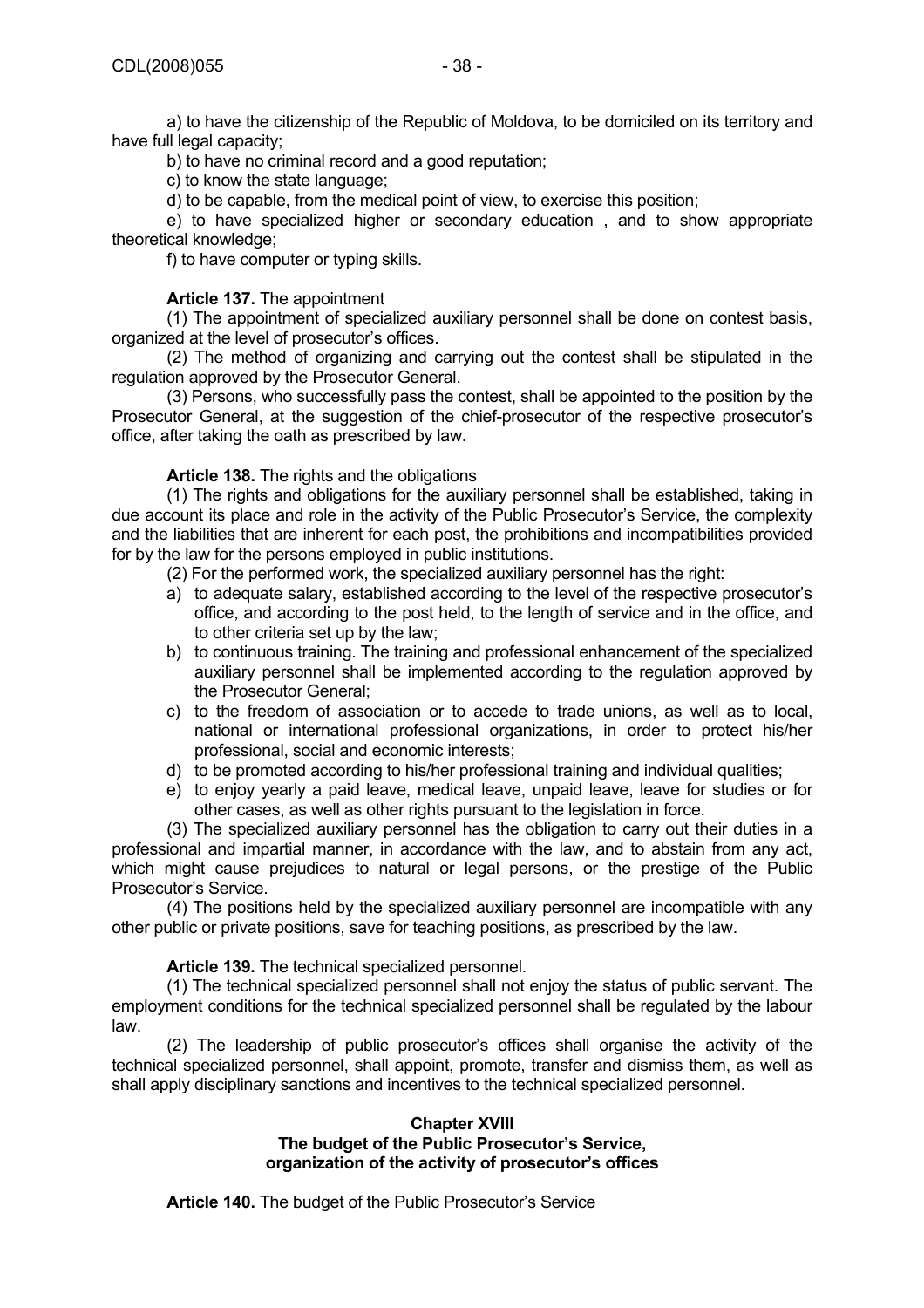a) to have the citizenship of the Republic of Moldova, to be domiciled on its territory and have full legal capacity;

b) to have no criminal record and a good reputation;

c) to know the state language;

d) to be capable, from the medical point of view, to exercise this position;

e) to have specialized higher or secondary education , and to show appropriate theoretical knowledge;

f) to have computer or typing skills.

**Article 137.** The appointment

(1) The appointment of specialized auxiliary personnel shall be done on contest basis, organized at the level of prosecutor's offices.

(2) The method of organizing and carrying out the contest shall be stipulated in the regulation approved by the Prosecutor General.

(3) Persons, who successfully pass the contest, shall be appointed to the position by the Prosecutor General, at the suggestion of the chief-prosecutor of the respective prosecutor's office, after taking the oath as prescribed by law.

**Article 138.** The rights and the obligations

(1) The rights and obligations for the auxiliary personnel shall be established, taking in due account its place and role in the activity of the Public Prosecutor's Service, the complexity and the liabilities that are inherent for each post, the prohibitions and incompatibilities provided for by the law for the persons employed in public institutions.

(2) For the performed work, the specialized auxiliary personnel has the right:

a) to adequate salary, established according to the level of the respective prosecutor's office, and according to the post held, to the length of service and in the office, and to other criteria set up by the law;
b) to continuous training. The training and professional enhancement of the specialized auxiliary personnel shall be implemented according to the regulation approved by the Prosecutor General;
c) to the freedom of association or to accede to trade unions, as well as to local, national or international professional organizations, in order to protect his/her professional, social and economic interests;
d) to be promoted according to his/her professional training and individual qualities;
e) to enjoy yearly a paid leave, medical leave, unpaid leave, leave for studies or for other cases, as well as other rights pursuant to the legislation in force.

(3) The specialized auxiliary personnel has the obligation to carry out their duties in a professional and impartial manner, in accordance with the law, and to abstain from any act, which might cause prejudices to natural or legal persons, or the prestige of the Public Prosecutor's Service.

(4) The positions held by the specialized auxiliary personnel are incompatible with any other public or private positions, save for teaching positions, as prescribed by the law.

**Article 139.** The technical specialized personnel.

(1) The technical specialized personnel shall not enjoy the status of public servant. The employment conditions for the technical specialized personnel shall be regulated by the labour law.

(2) The leadership of public prosecutor's offices shall organise the activity of the technical specialized personnel, shall appoint, promote, transfer and dismiss them, as well as shall apply disciplinary sanctions and incentives to the technical specialized personnel.

## Chapter XVIII
## The budget of the Public Prosecutor's Service, organization of the activity of prosecutor's offices

**Article 140.** The budget of the Public Prosecutor's Service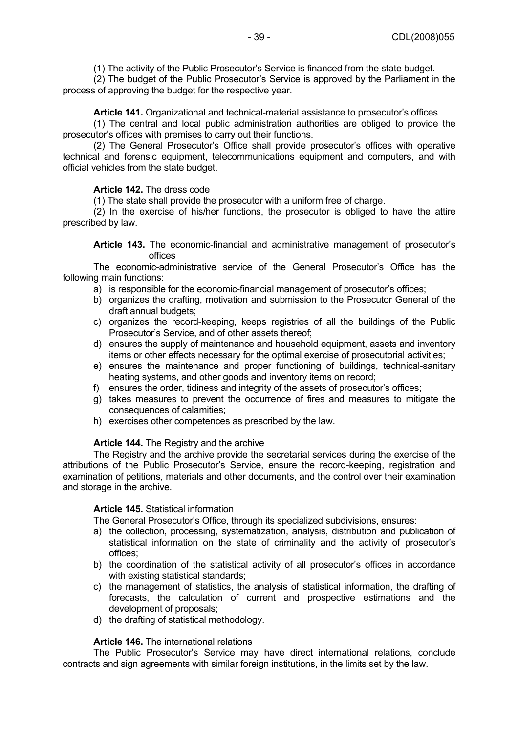(1) The activity of the Public Prosecutor's Service is financed from the state budget.

(2) The budget of the Public Prosecutor's Service is approved by the Parliament in the process of approving the budget for the respective year.

**Article 141.** Organizational and technical-material assistance to prosecutor's offices

(1) The central and local public administration authorities are obliged to provide the prosecutor's offices with premises to carry out their functions.

(2) The General Prosecutor's Office shall provide prosecutor's offices with operative technical and forensic equipment, telecommunications equipment and computers, and with official vehicles from the state budget.

**Article 142.** The dress code

(1) The state shall provide the prosecutor with a uniform free of charge.

(2) In the exercise of his/her functions, the prosecutor is obliged to have the attire prescribed by law.

**Article 143.** The economic-financial and administrative management of prosecutor's offices

The economic-administrative service of the General Prosecutor's Office has the following main functions:

a) is responsible for the economic-financial management of prosecutor's offices;
b) organizes the drafting, motivation and submission to the Prosecutor General of the draft annual budgets;
c) organizes the record-keeping, keeps registries of all the buildings of the Public Prosecutor's Service, and of other assets thereof;
d) ensures the supply of maintenance and household equipment, assets and inventory items or other effects necessary for the optimal exercise of prosecutorial activities;
e) ensures the maintenance and proper functioning of buildings, technical-sanitary heating systems, and other goods and inventory items on record;
f) ensures the order, tidiness and integrity of the assets of prosecutor's offices;
g) takes measures to prevent the occurrence of fires and measures to mitigate the consequences of calamities;
h) exercises other competences as prescribed by the law.

**Article 144.** The Registry and the archive

The Registry and the archive provide the secretarial services during the exercise of the attributions of the Public Prosecutor's Service, ensure the record-keeping, registration and examination of petitions, materials and other documents, and the control over their examination and storage in the archive.

**Article 145.** Statistical information

The General Prosecutor's Office, through its specialized subdivisions, ensures:

a) the collection, processing, systematization, analysis, distribution and publication of statistical information on the state of criminality and the activity of prosecutor's offices;
b) the coordination of the statistical activity of all prosecutor's offices in accordance with existing statistical standards;
c) the management of statistics, the analysis of statistical information, the drafting of forecasts, the calculation of current and prospective estimations and the development of proposals;
d) the drafting of statistical methodology.

**Article 146.** The international relations

The Public Prosecutor's Service may have direct international relations, conclude contracts and sign agreements with similar foreign institutions, in the limits set by the law.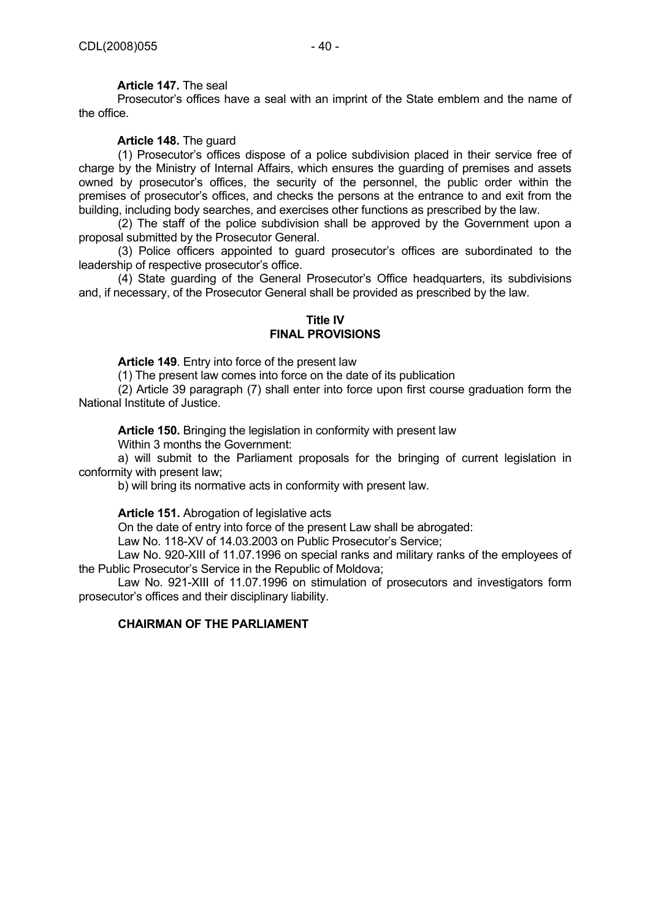**Article 147.** The seal

Prosecutor's offices have a seal with an imprint of the State emblem and the name of the office.

**Article 148.** The guard

(1) Prosecutor's offices dispose of a police subdivision placed in their service free of charge by the Ministry of Internal Affairs, which ensures the guarding of premises and assets owned by prosecutor's offices, the security of the personnel, the public order within the premises of prosecutor's offices, and checks the persons at the entrance to and exit from the building, including body searches, and exercises other functions as prescribed by the law.

(2) The staff of the police subdivision shall be approved by the Government upon a proposal submitted by the Prosecutor General.

(3) Police officers appointed to guard prosecutor's offices are subordinated to the leadership of respective prosecutor's office.

(4) State guarding of the General Prosecutor's Office headquarters, its subdivisions and, if necessary, of the Prosecutor General shall be provided as prescribed by the law.

## Title IV
## FINAL PROVISIONS

**Article 149**. Entry into force of the present law

(1) The present law comes into force on the date of its publication

(2) Article 39 paragraph (7) shall enter into force upon first course graduation form the National Institute of Justice.

**Article 150.** Bringing the legislation in conformity with present law

Within 3 months the Government:

a) will submit to the Parliament proposals for the bringing of current legislation in conformity with present law;

b) will bring its normative acts in conformity with present law.

**Article 151.** Abrogation of legislative acts

On the date of entry into force of the present Law shall be abrogated:

Law No. 118-XV of 14.03.2003 on Public Prosecutor's Service;

Law No. 920-XIII of 11.07.1996 on special ranks and military ranks of the employees of the Public Prosecutor's Service in the Republic of Moldova;

Law No. 921-XIII of 11.07.1996 on stimulation of prosecutors and investigators form prosecutor's offices and their disciplinary liability.

**CHAIRMAN OF THE PARLIAMENT**